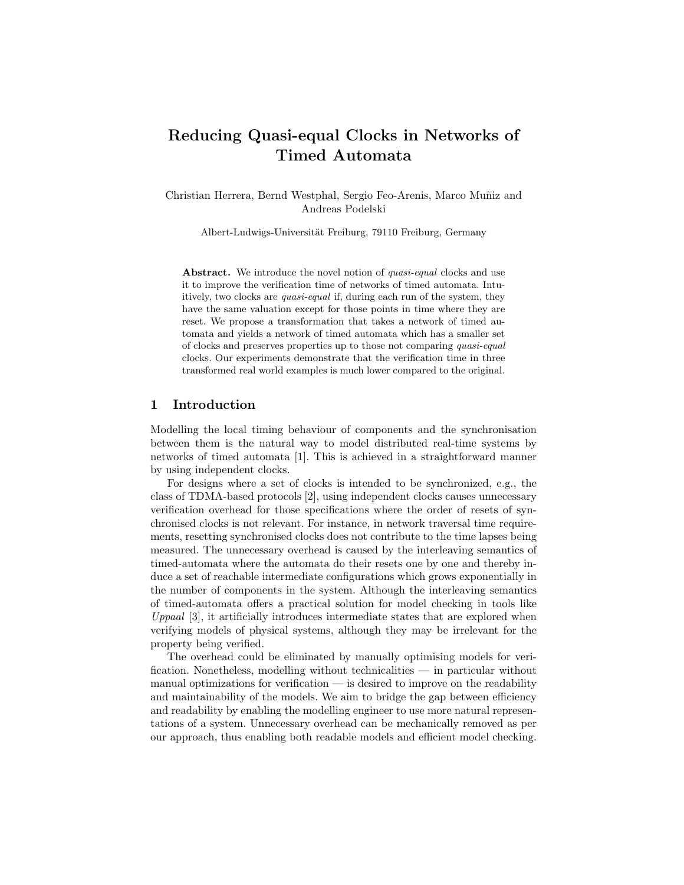# Reducing Quasi-equal Clocks in Networks of Timed Automata

Christian Herrera, Bernd Westphal, Sergio Feo-Arenis, Marco Muñiz and Andreas Podelski

Albert-Ludwigs-Universität Freiburg, 79110 Freiburg, Germany

**Abstract.** We introduce the novel notion of *quasi-equal* clocks and use it to improve the verification time of networks of timed automata. Intuitively, two clocks are *quasi-equal* if, during each run of the system, they have the same valuation except for those points in time where they are reset. We propose a transformation that takes a network of timed automata and yields a network of timed automata which has a smaller set of clocks and preserves properties up to those not comparing *quasi-equal* clocks. Our experiments demonstrate that the verification time in three transformed real world examples is much lower compared to the original.

## 1 Introduction

Modelling the local timing behaviour of components and the synchronisation between them is the natural way to model distributed real-time systems by networks of timed automata [1]. This is achieved in a straightforward manner by using independent clocks.

For designs where a set of clocks is intended to be synchronized, e.g., the class of TDMA-based protocols [2], using independent clocks causes unnecessary verification overhead for those specifications where the order of resets of synchronised clocks is not relevant. For instance, in network traversal time requirements, resetting synchronised clocks does not contribute to the time lapses being measured. The unnecessary overhead is caused by the interleaving semantics of timed-automata where the automata do their resets one by one and thereby induce a set of reachable intermediate configurations which grows exponentially in the number of components in the system. Although the interleaving semantics of timed-automata offers a practical solution for model checking in tools like *Uppaal* [3], it artificially introduces intermediate states that are explored when verifying models of physical systems, although they may be irrelevant for the property being verified.

The overhead could be eliminated by manually optimising models for verification. Nonetheless, modelling without technicalities — in particular without manual optimizations for verification — is desired to improve on the readability and maintainability of the models. We aim to bridge the gap between efficiency and readability by enabling the modelling engineer to use more natural representations of a system. Unnecessary overhead can be mechanically removed as per our approach, thus enabling both readable models and efficient model checking.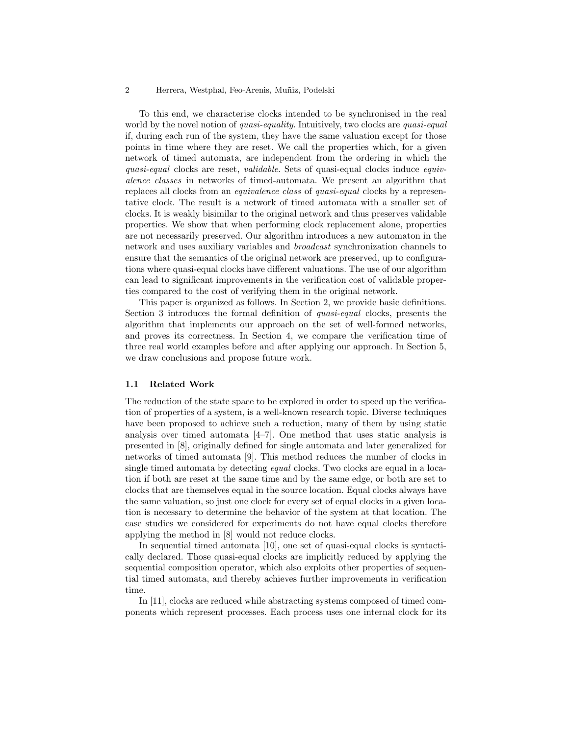To this end, we characterise clocks intended to be synchronised in the real world by the novel notion of *quasi-equality*. Intuitively, two clocks are *quasi-equal* if, during each run of the system, they have the same valuation except for those points in time where they are reset. We call the properties which, for a given network of timed automata, are independent from the ordering in which the *quasi-equal* clocks are reset, *validable*. Sets of quasi-equal clocks induce *equivalence classes* in networks of timed-automata. We present an algorithm that replaces all clocks from an *equivalence class* of *quasi-equal* clocks by a representative clock. The result is a network of timed automata with a smaller set of clocks. It is weakly bisimilar to the original network and thus preserves validable properties. We show that when performing clock replacement alone, properties are not necessarily preserved. Our algorithm introduces a new automaton in the network and uses auxiliary variables and *broadcast* synchronization channels to ensure that the semantics of the original network are preserved, up to configurations where quasi-equal clocks have different valuations. The use of our algorithm can lead to significant improvements in the verification cost of validable properties compared to the cost of verifying them in the original network.

This paper is organized as follows. In Section 2, we provide basic definitions. Section 3 introduces the formal definition of *quasi-equal* clocks, presents the algorithm that implements our approach on the set of well-formed networks, and proves its correctness. In Section 4, we compare the verification time of three real world examples before and after applying our approach. In Section 5, we draw conclusions and propose future work.

### 1.1 Related Work

The reduction of the state space to be explored in order to speed up the verification of properties of a system, is a well-known research topic. Diverse techniques have been proposed to achieve such a reduction, many of them by using static analysis over timed automata [4–7]. One method that uses static analysis is presented in [8], originally defined for single automata and later generalized for networks of timed automata [9]. This method reduces the number of clocks in single timed automata by detecting *equal* clocks. Two clocks are equal in a location if both are reset at the same time and by the same edge, or both are set to clocks that are themselves equal in the source location. Equal clocks always have the same valuation, so just one clock for every set of equal clocks in a given location is necessary to determine the behavior of the system at that location. The case studies we considered for experiments do not have equal clocks therefore applying the method in [8] would not reduce clocks.

In sequential timed automata [10], one set of quasi-equal clocks is syntactically declared. Those quasi-equal clocks are implicitly reduced by applying the sequential composition operator, which also exploits other properties of sequential timed automata, and thereby achieves further improvements in verification time.

In [11], clocks are reduced while abstracting systems composed of timed components which represent processes. Each process uses one internal clock for its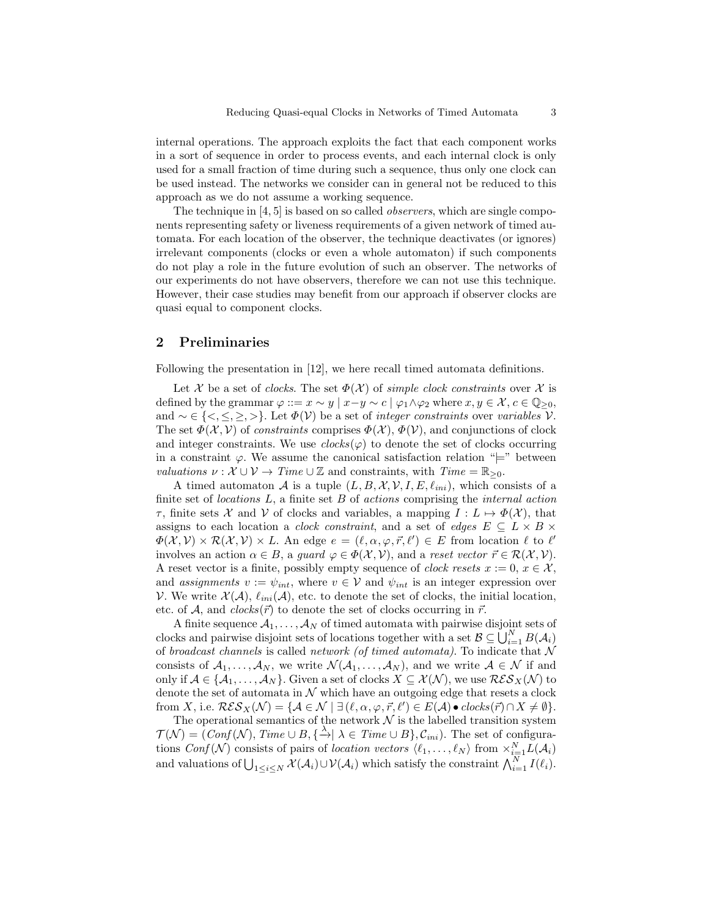internal operations. The approach exploits the fact that each component works in a sort of sequence in order to process events, and each internal clock is only used for a small fraction of time during such a sequence, thus only one clock can be used instead. The networks we consider can in general not be reduced to this approach as we do not assume a working sequence.

The technique in [4, 5] is based on so called *observers*, which are single components representing safety or liveness requirements of a given network of timed automata. For each location of the observer, the technique deactivates (or ignores) irrelevant components (clocks or even a whole automaton) if such components do not play a role in the future evolution of such an observer. The networks of our experiments do not have observers, therefore we can not use this technique. However, their case studies may benefit from our approach if observer clocks are quasi equal to component clocks.

## 2 Preliminaries

Following the presentation in [12], we here recall timed automata definitions.

Let $\mathcal{X}$ be a set of *clocks*. The set $\Phi(\mathcal{X})$ of *simple clock constraints* over $\mathcal{X}$ is defined by the grammar $\varphi ::= x \sim y \mid x - y \sim c \mid \varphi_1 \wedge \varphi_2$ where $x, y \in \mathcal{X}$, $c \in \mathbb{Q}_{\geq 0}$, and $\sim \in \{<, \leq, \geq, >\}$. Let $\Phi(\mathcal{V})$ be a set of *integer constraints* over *variables* $\mathcal{V}$. The set $\Phi(\mathcal{X}, \mathcal{V})$ of *constraints* comprises $\Phi(\mathcal{X})$, $\Phi(\mathcal{V})$, and conjunctions of clock and integer constraints. We use $clocks(\varphi)$ to denote the set of clocks occurring in a constraint $\varphi$. We assume the canonical satisfaction relation "$\models$" between *valuations* $\nu : \mathcal{X} \cup \mathcal{V} \rightarrow \mathit{Time} \cup \mathbb{Z}$ and constraints, with $\mathit{Time} = \mathbb{R}_{\geq 0}$.

A timed automaton $\mathcal{A}$ is a tuple $(L, B, \mathcal{X}, \mathcal{V}, I, E, \ell_{ini})$, which consists of a finite set of *locations* $L$, a finite set $B$ of *actions* comprising the *internal action* $\tau$, finite sets $\mathcal{X}$ and $\mathcal{V}$ of clocks and variables, a mapping $I : L \mapsto \Phi(\mathcal{X})$, that assigns to each location a *clock constraint*, and a set of *edges* $E \subseteq L \times B \times \Phi(\mathcal{X}, \mathcal{V}) \times \mathcal{R}(\mathcal{X}, \mathcal{V}) \times L$. An edge $e = (\ell, \alpha, \varphi, \vec{r}, \ell') \in E$ from location $\ell$ to $\ell'$ involves an action $\alpha \in B$, a *guard* $\varphi \in \Phi(\mathcal{X}, \mathcal{V})$, and a *reset vector* $\vec{r} \in \mathcal{R}(\mathcal{X}, \mathcal{V})$. A reset vector is a finite, possibly empty sequence of *clock resets* $x := 0$, $x \in \mathcal{X}$, and *assignments* $v := \psi_{int}$, where $v \in \mathcal{V}$ and $\psi_{int}$ is an integer expression over $\mathcal{V}$. We write $\mathcal{X}(\mathcal{A})$, $\ell_{ini}(\mathcal{A})$, etc. to denote the set of clocks, the initial location, etc. of $\mathcal{A}$, and $clocks(\vec{r})$ to denote the set of clocks occurring in $\vec{r}$.

A finite sequence $\mathcal{A}_1, \ldots, \mathcal{A}_N$ of timed automata with pairwise disjoint sets of clocks and pairwise disjoint sets of locations together with a set $\mathcal{B} \subseteq \bigcup_{i=1}^{N} B(\mathcal{A}_i)$ of *broadcast channels* is called *network (of timed automata)*. To indicate that $\mathcal{N}$ consists of $\mathcal{A}_1, \ldots, \mathcal{A}_N$, we write $\mathcal{N}(\mathcal{A}_1, \ldots, \mathcal{A}_N)$, and we write $\mathcal{A} \in \mathcal{N}$ if and only if $\mathcal{A} \in \{\mathcal{A}_1, \ldots, \mathcal{A}_N\}$. Given a set of clocks $X \subseteq \mathcal{X}(\mathcal{N})$, we use $\mathcal{RES}_X(\mathcal{N})$ to denote the set of automata in $\mathcal{N}$ which have an outgoing edge that resets a clock from $X$, i.e. $\mathcal{RES}_X(\mathcal{N}) = \{\mathcal{A} \in \mathcal{N} \mid \exists (\ell, \alpha, \varphi, \vec{r}, \ell') \in E(\mathcal{A}) \bullet clocks(\vec{r}) \cap X \neq \emptyset\}$.

The operational semantics of the network $\mathcal{N}$ is the labelled transition system $\mathcal{T}(\mathcal{N}) = (\mathit{Conf}(\mathcal{N}), \mathit{Time} \cup B, \{\xrightarrow{\lambda} \mid \lambda \in \mathit{Time} \cup B\}, \mathcal{C}_{ini})$. The set of configurations $\mathit{Conf}(\mathcal{N})$ consists of pairs of *location vectors* $\langle \ell_1, \ldots, \ell_N \rangle$ from $\times_{i=1}^{N} L(\mathcal{A}_i)$ and valuations of $\bigcup_{1 \leq i \leq N} \mathcal{X}(\mathcal{A}_i) \cup \mathcal{V}(\mathcal{A}_i)$ which satisfy the constraint $\bigwedge_{i=1}^{N} I(\ell_i)$.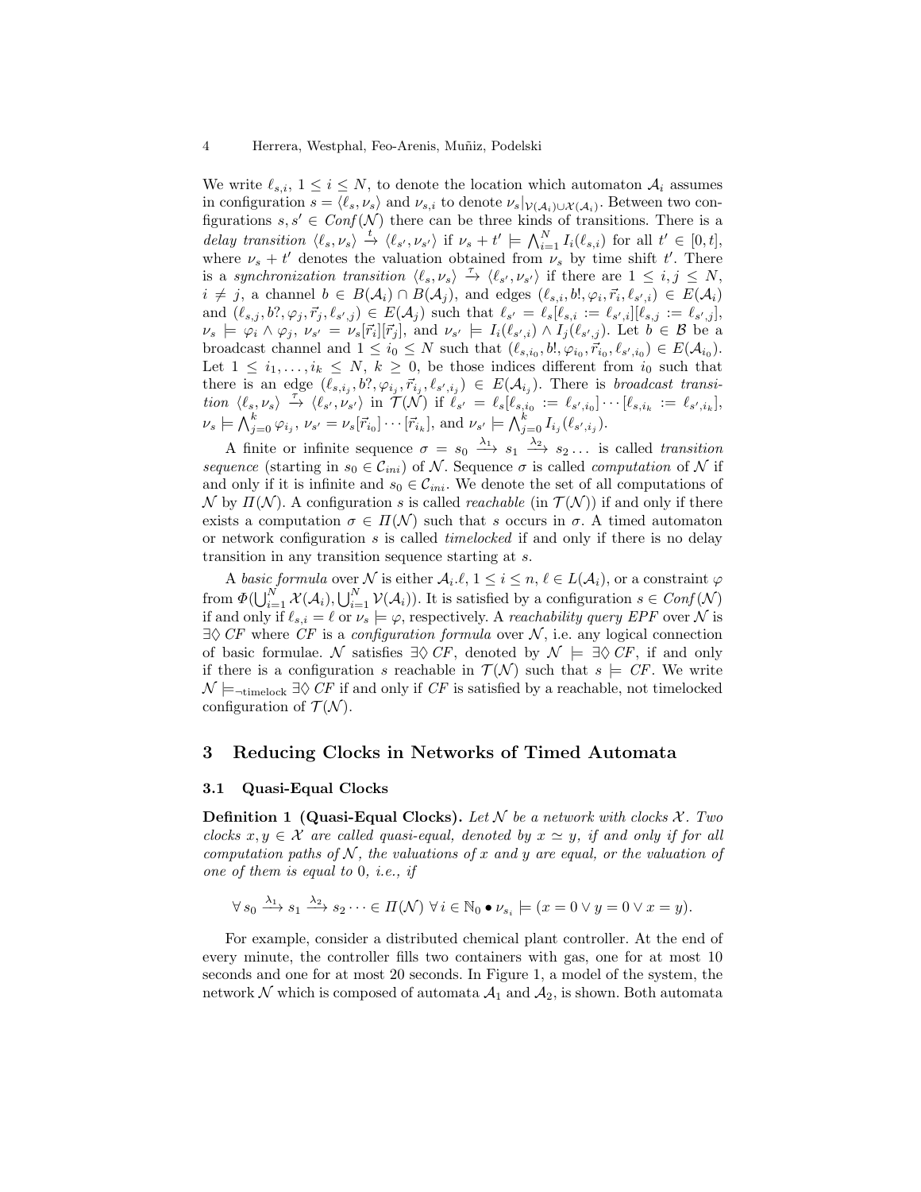We write $\ell_{s,i}$, $1 \leq i \leq N$, to denote the location which automaton $\mathcal{A}_i$ assumes in configuration $s = \langle \ell_s, \nu_s \rangle$ and $\nu_{s,i}$ to denote $\nu_s|_{\mathcal{V}(\mathcal{A}_i) \cup \mathcal{X}(\mathcal{A}_i)}$. Between two configurations $s, s' \in \mathit{Conf}(\mathcal{N})$ there can be three kinds of transitions. There is a *delay transition* $\langle \ell_s, \nu_s \rangle \xrightarrow{t} \langle \ell_{s'}, \nu_{s'} \rangle$ if $\nu_s + t' \models \bigwedge_{i=1}^{N} I_i(\ell_{s,i})$ for all $t' \in [0, t]$, where $\nu_s + t'$ denotes the valuation obtained from $\nu_s$ by time shift $t'$. There is a *synchronization transition* $\langle \ell_s, \nu_s \rangle \xrightarrow{\tau} \langle \ell_{s'}, \nu_{s'} \rangle$ if there are $1 \leq i, j \leq N$, $i \neq j$, a channel $b \in B(\mathcal{A}_i) \cap B(\mathcal{A}_j)$, and edges $(\ell_{s,i}, b!, \varphi_i, \vec{r_i}, \ell_{s',i}) \in E(\mathcal{A}_i)$ and $(\ell_{s,j}, b?, \varphi_j, \vec{r_j}, \ell_{s',j}) \in E(\mathcal{A}_j)$ such that $\ell_{s'} = \ell_s[\ell_{s,i} := \ell_{s',i}][\ell_{s,j} := \ell_{s',j}]$, $\nu_s \models \varphi_i \wedge \varphi_j$, $\nu_{s'} = \nu_s[\vec{r_i}][\vec{r_j}]$, and $\nu_{s'} \models I_i(\ell_{s',i}) \wedge I_j(\ell_{s',j})$. Let $b \in \mathcal{B}$ be a broadcast channel and $1 \leq i_0 \leq N$ such that $(\ell_{s,i_0}, b!, \varphi_{i_0}, \vec{r}_{i_0}, \ell_{s',i_0}) \in E(\mathcal{A}_{i_0})$. Let $1 \leq i_1, \ldots, i_k \leq N$, $k \geq 0$, be those indices different from $i_0$ such that there is an edge $(\ell_{s,i_j}, b?, \varphi_{i_j}, \vec{r}_{i_j}, \ell_{s',i_j}) \in E(\mathcal{A}_{i_j})$. There is *broadcast transition* $\langle \ell_s, \nu_s \rangle \xrightarrow{\tau} \langle \ell_{s'}, \nu_{s'} \rangle$ in $\mathcal{T}(\mathcal{N})$ if $\ell_{s'} = \ell_s[\ell_{s,i_0} := \ell_{s',i_0}] \cdots [\ell_{s,i_k} := \ell_{s',i_k}]$, $\nu_s \models \bigwedge_{j=0}^{k} \varphi_{i_j}$, $\nu_{s'} = \nu_s[\vec{r}_{i_0}] \cdots [\vec{r}_{i_k}]$, and $\nu_{s'} \models \bigwedge_{j=0}^{k} I_{i_j}(\ell_{s',i_j})$.

A finite or infinite sequence $\sigma = s_0 \xrightarrow{\lambda_1} s_1 \xrightarrow{\lambda_2} s_2 \ldots$ is called *transition sequence* (starting in $s_0 \in \mathcal{C}_{ini}$) of $\mathcal{N}$. Sequence $\sigma$ is called *computation* of $\mathcal{N}$ if and only if it is infinite and $s_0 \in \mathcal{C}_{ini}$. We denote the set of all computations of $\mathcal{N}$ by $\Pi(\mathcal{N})$. A configuration $s$ is called *reachable* (in $\mathcal{T}(\mathcal{N})$) if and only if there exists a computation $\sigma \in \Pi(\mathcal{N})$ such that $s$ occurs in $\sigma$. A timed automaton or network configuration $s$ is called *timelocked* if and only if there is no delay transition in any transition sequence starting at $s$.

A *basic formula* over $\mathcal{N}$ is either $\mathcal{A}_i.\ell$, $1 \leq i \leq n$, $\ell \in L(\mathcal{A}_i)$, or a constraint $\varphi$ from $\Phi(\bigcup_{i=1}^{N} \mathcal{X}(\mathcal{A}_i), \bigcup_{i=1}^{N} \mathcal{V}(\mathcal{A}_i))$. It is satisfied by a configuration $s \in \mathit{Conf}(\mathcal{N})$ if and only if $\ell_{s,i} = \ell$ or $\nu_s \models \varphi$, respectively. A *reachability query EPF* over $\mathcal{N}$ is $\exists\Diamond\, CF$ where $CF$ is a *configuration formula* over $\mathcal{N}$, i.e. any logical connection of basic formulae. $\mathcal{N}$ satisfies $\exists\Diamond\, CF$, denoted by $\mathcal{N} \models \exists\Diamond\, CF$, if and only if there is a configuration $s$ reachable in $\mathcal{T}(\mathcal{N})$ such that $s \models CF$. We write $\mathcal{N} \models_{\neg\text{timelock}} \exists\Diamond\, CF$ if and only if $CF$ is satisfied by a reachable, not timelocked configuration of $\mathcal{T}(\mathcal{N})$.

## 3 Reducing Clocks in Networks of Timed Automata

### 3.1 Quasi-Equal Clocks

**Definition 1 (Quasi-Equal Clocks).** *Let $\mathcal{N}$ be a network with clocks $\mathcal{X}$. Two clocks $x, y \in \mathcal{X}$ are called quasi-equal, denoted by $x \simeq y$, if and only if for all computation paths of $\mathcal{N}$, the valuations of $x$ and $y$ are equal, or the valuation of one of them is equal to 0, i.e., if*

$$\forall\, s_0 \xrightarrow{\lambda_1} s_1 \xrightarrow{\lambda_2} s_2 \cdots \in \Pi(\mathcal{N})\ \forall\, i \in \mathbb{N}_0 \bullet \nu_{s_i} \models (x = 0 \vee y = 0 \vee x = y).$$

For example, consider a distributed chemical plant controller. At the end of every minute, the controller fills two containers with gas, one for at most 10 seconds and one for at most 20 seconds. In Figure 1, a model of the system, the network $\mathcal{N}$ which is composed of automata $\mathcal{A}_1$ and $\mathcal{A}_2$, is shown. Both automata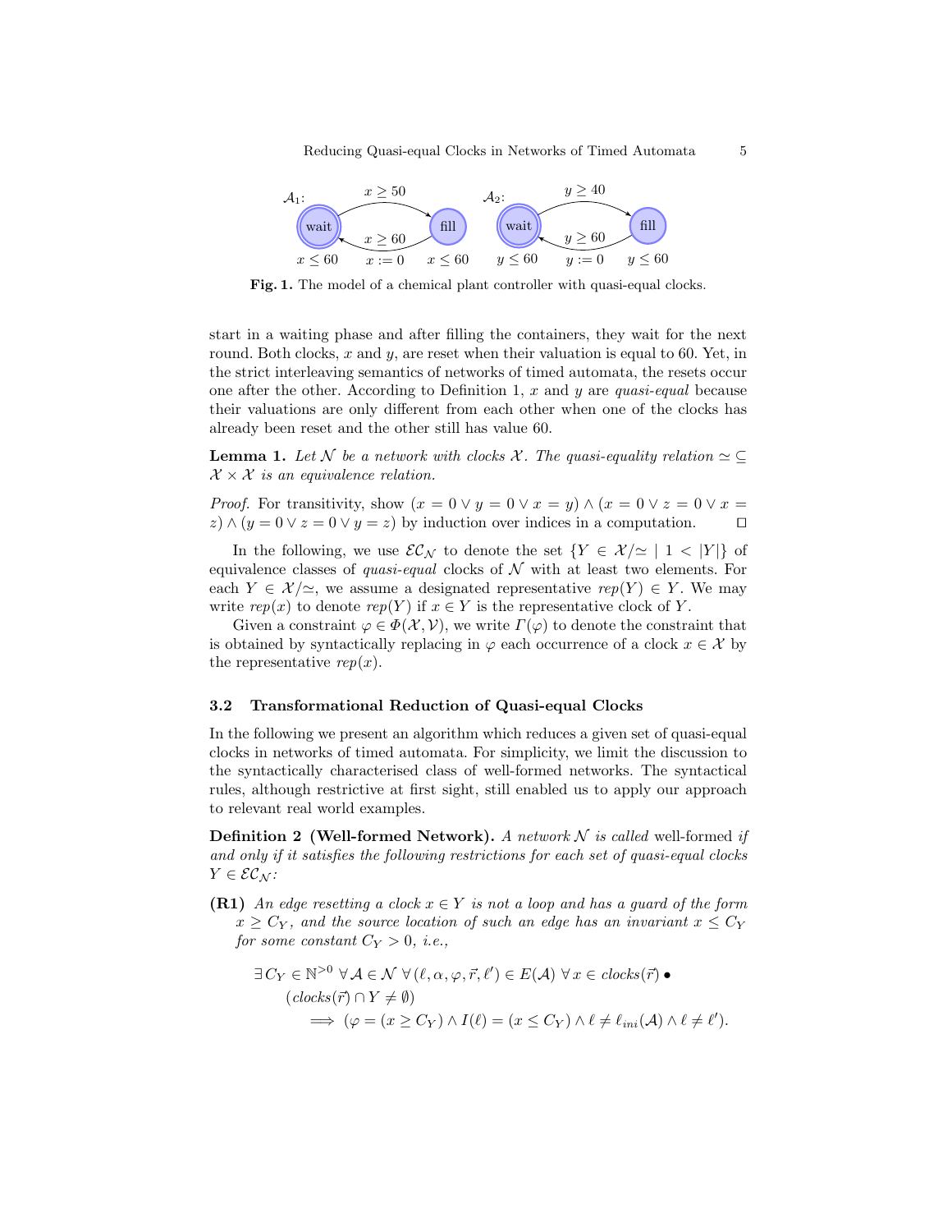**Fig. 1.** The model of a chemical plant controller with quasi-equal clocks.

start in a waiting phase and after filling the containers, they wait for the next round. Both clocks, $x$ and $y$, are reset when their valuation is equal to 60. Yet, in the strict interleaving semantics of networks of timed automata, the resets occur one after the other. According to Definition 1, $x$ and $y$ are *quasi-equal* because their valuations are only different from each other when one of the clocks has already been reset and the other still has value 60.

**Lemma 1.** *Let $\mathcal{N}$ be a network with clocks $\mathcal{X}$. The quasi-equality relation $\simeq \subseteq \mathcal{X} \times \mathcal{X}$ is an equivalence relation.*

*Proof.* For transitivity, show $(x = 0 \vee y = 0 \vee x = y) \wedge (x = 0 \vee z = 0 \vee x = z) \wedge (y = 0 \vee z = 0 \vee y = z)$ by induction over indices in a computation. $\square$

In the following, we use $\mathcal{EC}_\mathcal{N}$ to denote the set $\{Y \in \mathcal{X}/\simeq \mid 1 < |Y|\}$ of equivalence classes of *quasi-equal* clocks of $\mathcal{N}$ with at least two elements. For each $Y \in \mathcal{X}/\simeq$, we assume a designated representative $rep(Y) \in Y$. We may write $rep(x)$ to denote $rep(Y)$ if $x \in Y$ is the representative clock of $Y$.

Given a constraint $\varphi \in \Phi(\mathcal{X}, \mathcal{V})$, we write $\Gamma(\varphi)$ to denote the constraint that is obtained by syntactically replacing in $\varphi$ each occurrence of a clock $x \in \mathcal{X}$ by the representative $rep(x)$.

### 3.2 Transformational Reduction of Quasi-equal Clocks

In the following we present an algorithm which reduces a given set of quasi-equal clocks in networks of timed automata. For simplicity, we limit the discussion to the syntactically characterised class of well-formed networks. The syntactical rules, although restrictive at first sight, still enabled us to apply our approach to relevant real world examples.

**Definition 2 (Well-formed Network).** *A network $\mathcal{N}$ is called* well-formed *if and only if it satisfies the following restrictions for each set of quasi-equal clocks $Y \in \mathcal{EC}_\mathcal{N}$:*

**(R1)** *An edge resetting a clock $x \in Y$ is not a loop and has a guard of the form $x \geq C_Y$, and the source location of such an edge has an invariant $x \leq C_Y$ for some constant $C_Y > 0$, i.e.,*

$$\exists\, C_Y \in \mathbb{N}^{>0}\ \forall \mathcal{A} \in \mathcal{N}\ \forall (\ell, \alpha, \varphi, \vec{r}, \ell') \in E(\mathcal{A})\ \forall x \in clocks(\vec{r}) \bullet$$
$$(clocks(\vec{r}) \cap Y \neq \emptyset)$$
$$\implies (\varphi = (x \geq C_Y) \wedge I(\ell) = (x \leq C_Y) \wedge \ell \neq \ell_{ini}(\mathcal{A}) \wedge \ell \neq \ell').$$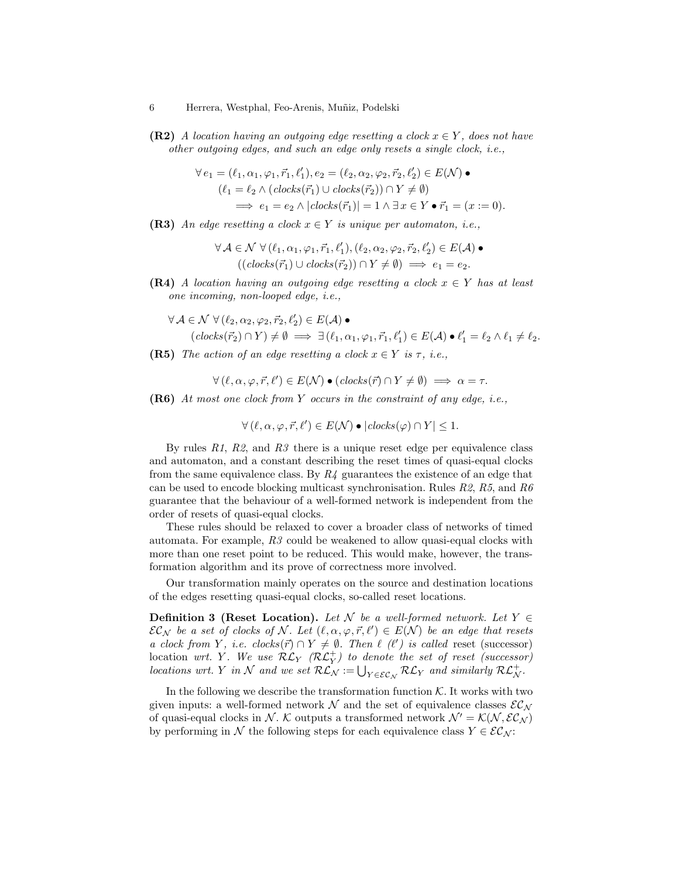**(R2)** *A location having an outgoing edge resetting a clock $x \in Y$, does not have other outgoing edges, and such an edge only resets a single clock, i.e.,*

$$\begin{aligned}
&\forall\, e_1 = (\ell_1, \alpha_1, \varphi_1, \vec{r}_1, \ell_1'), e_2 = (\ell_2, \alpha_2, \varphi_2, \vec{r}_2, \ell_2') \in E(\mathcal{N}) \bullet \\
&\quad (\ell_1 = \ell_2 \wedge (\mathit{clocks}(\vec{r}_1) \cup \mathit{clocks}(\vec{r}_2)) \cap Y \neq \emptyset) \\
&\qquad \implies e_1 = e_2 \wedge |\mathit{clocks}(\vec{r}_1)| = 1 \wedge \exists\, x \in Y \bullet \vec{r}_1 = (x := 0).
\end{aligned}$$

**(R3)** *An edge resetting a clock $x \in Y$ is unique per automaton, i.e.,*

$$\begin{aligned}
&\forall\, \mathcal{A} \in \mathcal{N}\ \forall\, (\ell_1, \alpha_1, \varphi_1, \vec{r}_1, \ell_1'), (\ell_2, \alpha_2, \varphi_2, \vec{r}_2, \ell_2') \in E(\mathcal{A}) \bullet \\
&\quad ((\mathit{clocks}(\vec{r}_1) \cup \mathit{clocks}(\vec{r}_2)) \cap Y \neq \emptyset) \implies e_1 = e_2.
\end{aligned}$$

**(R4)** *A location having an outgoing edge resetting a clock $x \in Y$ has at least one incoming, non-looped edge, i.e.,*

$$\begin{aligned}
&\forall\, \mathcal{A} \in \mathcal{N}\ \forall\, (\ell_2, \alpha_2, \varphi_2, \vec{r}_2, \ell_2') \in E(\mathcal{A}) \bullet \\
&\quad (\mathit{clocks}(\vec{r}_2) \cap Y) \neq \emptyset \implies \exists\, (\ell_1, \alpha_1, \varphi_1, \vec{r}_1, \ell_1') \in E(\mathcal{A}) \bullet \ell_1' = \ell_2 \wedge \ell_1 \neq \ell_2.
\end{aligned}$$

**(R5)** *The action of an edge resetting a clock $x \in Y$ is $\tau$, i.e.,*

$$\forall\, (\ell, \alpha, \varphi, \vec{r}, \ell') \in E(\mathcal{N}) \bullet (\mathit{clocks}(\vec{r}) \cap Y \neq \emptyset) \implies \alpha = \tau.$$

**(R6)** *At most one clock from $Y$ occurs in the constraint of any edge, i.e.,*

$$\forall\, (\ell, \alpha, \varphi, \vec{r}, \ell') \in E(\mathcal{N}) \bullet |\mathit{clocks}(\varphi) \cap Y| \leq 1.$$

By rules *R1*, *R2*, and *R3* there is a unique reset edge per equivalence class and automaton, and a constant describing the reset times of quasi-equal clocks from the same equivalence class. By *R4* guarantees the existence of an edge that can be used to encode blocking multicast synchronisation. Rules *R2*, *R5*, and *R6* guarantee that the behaviour of a well-formed network is independent from the order of resets of quasi-equal clocks.

These rules should be relaxed to cover a broader class of networks of timed automata. For example, *R3* could be weakened to allow quasi-equal clocks with more than one reset point to be reduced. This would make, however, the transformation algorithm and its prove of correctness more involved.

Our transformation mainly operates on the source and destination locations of the edges resetting quasi-equal clocks, so-called reset locations.

**Definition 3 (Reset Location).** *Let $\mathcal{N}$ be a well-formed network. Let $Y \in \mathcal{EC}_\mathcal{N}$ be a set of clocks of $\mathcal{N}$. Let $(\ell, \alpha, \varphi, \vec{r}, \ell') \in E(\mathcal{N})$ be an edge that resets a clock from $Y$, i.e. $\mathit{clocks}(\vec{r}) \cap Y \neq \emptyset$. Then $\ell$ ($\ell'$) is called* reset *(*successor*)* location *wrt. $Y$. We use $\mathcal{RL}_Y$ ($\mathcal{RL}_Y^+$) to denote the set of reset (successor) locations wrt. $Y$ in $\mathcal{N}$ and we set $\mathcal{RL}_\mathcal{N} := \bigcup_{Y \in \mathcal{EC}_\mathcal{N}} \mathcal{RL}_Y$ and similarly $\mathcal{RL}_\mathcal{N}^+$.*

In the following we describe the transformation function $\mathcal{K}$. It works with two given inputs: a well-formed network $\mathcal{N}$ and the set of equivalence classes $\mathcal{EC}_\mathcal{N}$ of quasi-equal clocks in $\mathcal{N}$. $\mathcal{K}$ outputs a transformed network $\mathcal{N}' = \mathcal{K}(\mathcal{N}, \mathcal{EC}_\mathcal{N})$ by performing in $\mathcal{N}$ the following steps for each equivalence class $Y \in \mathcal{EC}_\mathcal{N}$: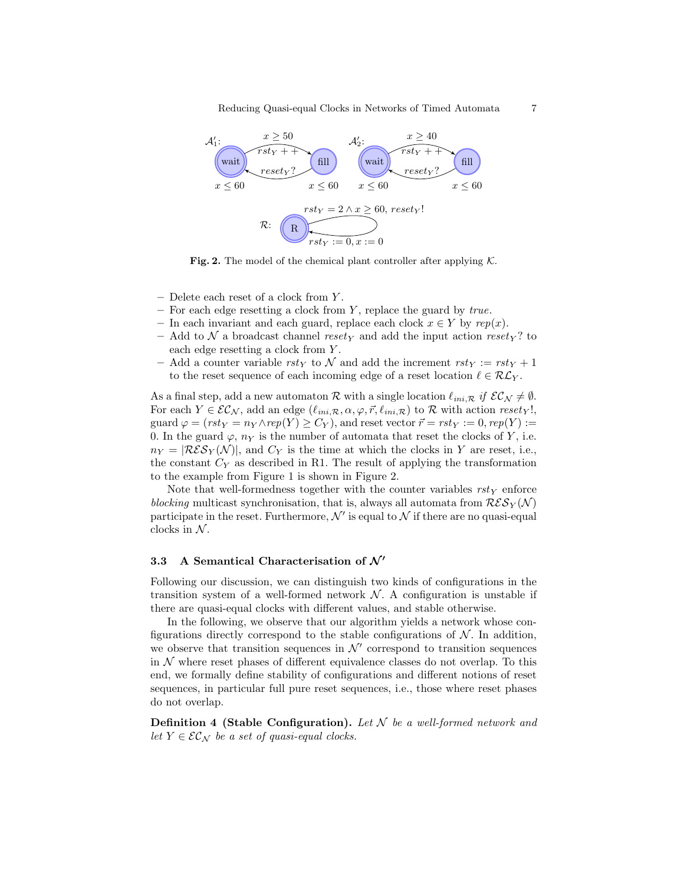**Fig. 2.** The model of the chemical plant controller after applying $\mathcal{K}$.

- Delete each reset of a clock from $Y$.
- For each edge resetting a clock from $Y$, replace the guard by *true*.
- In each invariant and each guard, replace each clock $x \in Y$ by $rep(x)$.
- Add to $\mathcal{N}$ a broadcast channel $reset_Y$ and add the input action $reset_Y?$ to each edge resetting a clock from $Y$.
- Add a counter variable $rst_Y$ to $\mathcal{N}$ and add the increment $rst_Y := rst_Y + 1$ to the reset sequence of each incoming edge of a reset location $\ell \in \mathcal{RL}_Y$.

As a final step, add a new automaton $\mathcal{R}$ with a single location $\ell_{ini,\mathcal{R}}$ *if* $\mathcal{EC}_\mathcal{N} \neq \emptyset$. For each $Y \in \mathcal{EC}_\mathcal{N}$, add an edge $(\ell_{ini,\mathcal{R}}, \alpha, \varphi, \vec{r}, \ell_{ini,\mathcal{R}})$ to $\mathcal{R}$ with action $reset_Y!$, guard $\varphi = (rst_Y = n_Y \wedge rep(Y) \geq C_Y)$, and reset vector $\vec{r} = rst_Y := 0, rep(Y) := 0$. In the guard $\varphi$, $n_Y$ is the number of automata that reset the clocks of $Y$, i.e. $n_Y = |\mathcal{RES}_Y(\mathcal{N})|$, and $C_Y$ is the time at which the clocks in $Y$ are reset, i.e., the constant $C_Y$ as described in R1. The result of applying the transformation to the example from Figure 1 is shown in Figure 2.

Note that well-formedness together with the counter variables $rst_Y$ enforce *blocking* multicast synchronisation, that is, always all automata from $\mathcal{RES}_Y(\mathcal{N})$ participate in the reset. Furthermore, $\mathcal{N}'$ is equal to $\mathcal{N}$ if there are no quasi-equal clocks in $\mathcal{N}$.

### 3.3 A Semantical Characterisation of $\mathcal{N}'$

Following our discussion, we can distinguish two kinds of configurations in the transition system of a well-formed network $\mathcal{N}$. A configuration is unstable if there are quasi-equal clocks with different values, and stable otherwise.

In the following, we observe that our algorithm yields a network whose configurations directly correspond to the stable configurations of $\mathcal{N}$. In addition, we observe that transition sequences in $\mathcal{N}'$ correspond to transition sequences in $\mathcal{N}$ where reset phases of different equivalence classes do not overlap. To this end, we formally define stability of configurations and different notions of reset sequences, in particular full pure reset sequences, i.e., those where reset phases do not overlap.

**Definition 4 (Stable Configuration).** *Let $\mathcal{N}$ be a well-formed network and let $Y \in \mathcal{EC}_\mathcal{N}$ be a set of quasi-equal clocks.*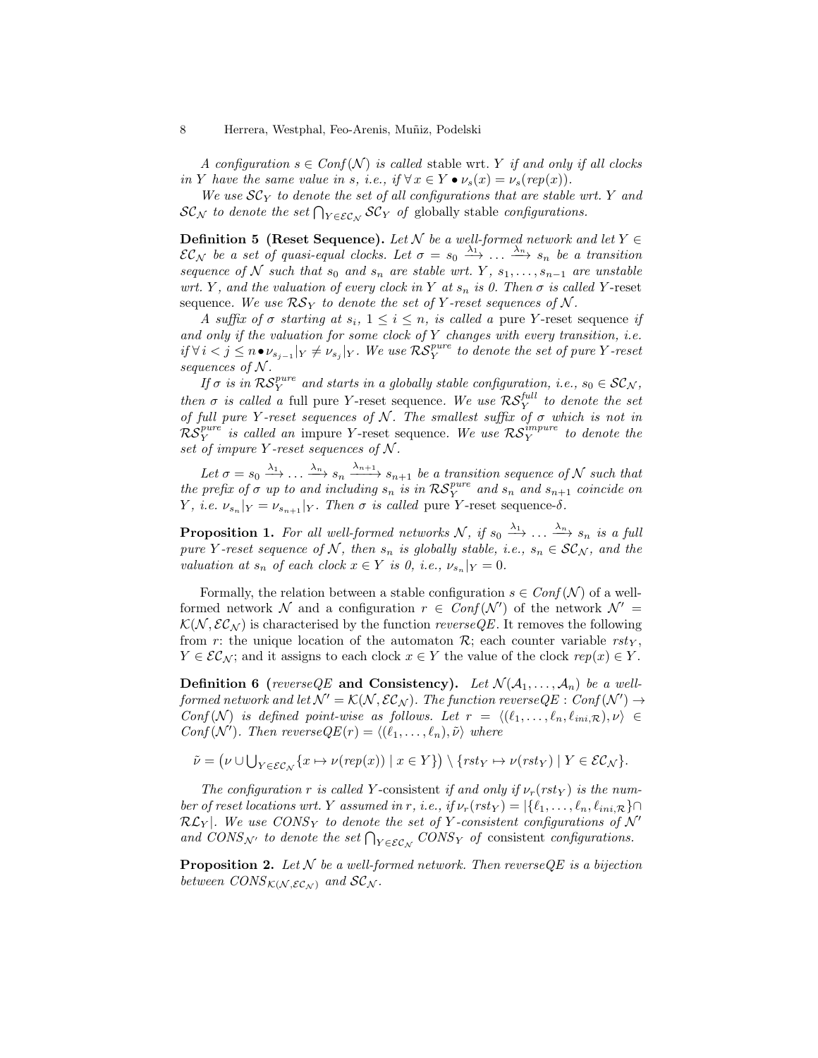*A configuration $s \in Conf(\mathcal{N})$ is called* stable wrt. $Y$ *if and only if all clocks in $Y$ have the same value in $s$, i.e., if $\forall\, x \in Y \bullet \nu_s(x) = \nu_s(rep(x))$.*

*We use $\mathcal{SC}_Y$ to denote the set of all configurations that are stable wrt. $Y$ and $\mathcal{SC}_\mathcal{N}$ to denote the set $\bigcap_{Y \in \mathcal{EC}_\mathcal{N}} \mathcal{SC}_Y$ of* globally stable *configurations.*

**Definition 5 (Reset Sequence).** *Let $\mathcal{N}$ be a well-formed network and let $Y \in \mathcal{EC}_\mathcal{N}$ be a set of quasi-equal clocks. Let $\sigma = s_0 \xrightarrow{\lambda_1} \ldots \xrightarrow{\lambda_n} s_n$ be a transition sequence of $\mathcal{N}$ such that $s_0$ and $s_n$ are stable wrt. $Y$, $s_1, \ldots, s_{n-1}$ are unstable wrt. $Y$, and the valuation of every clock in $Y$ at $s_n$ is 0. Then $\sigma$ is called* $Y$-reset sequence. *We use $\mathcal{RS}_Y$ to denote the set of $Y$-reset sequences of $\mathcal{N}$.*

*A suffix of $\sigma$ starting at $s_i$, $1 \leq i \leq n$, is called a* pure $Y$-reset sequence *if and only if the valuation for some clock of $Y$ changes with every transition, i.e. if $\forall\, i < j \leq n \bullet \nu_{s_{j-1}}|_Y \neq \nu_{s_j}|_Y$. We use $\mathcal{RS}_Y^{pure}$ to denote the set of pure $Y$-reset sequences of $\mathcal{N}$.*

*If $\sigma$ is in $\mathcal{RS}_Y^{pure}$ and starts in a globally stable configuration, i.e., $s_0 \in \mathcal{SC}_\mathcal{N}$, then $\sigma$ is called a* full pure $Y$-reset sequence. *We use $\mathcal{RS}_Y^{full}$ to denote the set of full pure $Y$-reset sequences of $\mathcal{N}$. The smallest suffix of $\sigma$ which is not in $\mathcal{RS}_Y^{pure}$ is called an* impure $Y$-reset sequence. *We use $\mathcal{RS}_Y^{impure}$ to denote the set of impure $Y$-reset sequences of $\mathcal{N}$.*

*Let $\sigma = s_0 \xrightarrow{\lambda_1} \ldots \xrightarrow{\lambda_n} s_n \xrightarrow{\lambda_{n+1}} s_{n+1}$ be a transition sequence of $\mathcal{N}$ such that the prefix of $\sigma$ up to and including $s_n$ is in $\mathcal{RS}_Y^{pure}$ and $s_n$ and $s_{n+1}$ coincide on $Y$, i.e. $\nu_{s_n}|_Y = \nu_{s_{n+1}}|_Y$. Then $\sigma$ is called* pure $Y$-reset sequence-$\delta$.

**Proposition 1.** *For all well-formed networks $\mathcal{N}$, if $s_0 \xrightarrow{\lambda_1} \ldots \xrightarrow{\lambda_n} s_n$ is a full pure $Y$-reset sequence of $\mathcal{N}$, then $s_n$ is globally stable, i.e., $s_n \in \mathcal{SC}_\mathcal{N}$, and the valuation at $s_n$ of each clock $x \in Y$ is 0, i.e., $\nu_{s_n}|_Y = 0$.*

Formally, the relation between a stable configuration $s \in Conf(\mathcal{N})$ of a well-formed network $\mathcal{N}$ and a configuration $r \in Conf(\mathcal{N}')$ of the network $\mathcal{N}' = \mathcal{K}(\mathcal{N}, \mathcal{EC}_\mathcal{N})$ is characterised by the function *reverseQE*. It removes the following from $r$: the unique location of the automaton $\mathcal{R}$; each counter variable $rst_Y$, $Y \in \mathcal{EC}_\mathcal{N}$; and it assigns to each clock $x \in Y$ the value of the clock $rep(x) \in Y$.

**Definition 6 (*reverseQE* and Consistency).** *Let $\mathcal{N}(\mathcal{A}_1, \ldots, \mathcal{A}_n)$ be a well-formed network and let $\mathcal{N}' = \mathcal{K}(\mathcal{N}, \mathcal{EC}_\mathcal{N})$. The function $reverseQE : Conf(\mathcal{N}') \to Conf(\mathcal{N})$ is defined point-wise as follows. Let $r = \langle(\ell_1, \ldots, \ell_n, \ell_{ini,\mathcal{R}}), \nu\rangle \in Conf(\mathcal{N}')$. Then $reverseQE(r) = \langle(\ell_1, \ldots, \ell_n), \tilde{\nu}\rangle$ where*

$$\tilde{\nu} = \big(\nu \cup \textstyle\bigcup_{Y \in \mathcal{EC}_\mathcal{N}} \{x \mapsto \nu(rep(x)) \mid x \in Y\}\big) \setminus \{rst_Y \mapsto \nu(rst_Y) \mid Y \in \mathcal{EC}_\mathcal{N}\}.$$

*The configuration $r$ is called* $Y$-consistent *if and only if $\nu_r(rst_Y)$ is the number of reset locations wrt. $Y$ assumed in $r$, i.e., if $\nu_r(rst_Y) = |\{\ell_1, \ldots, \ell_n, \ell_{ini,\mathcal{R}}\} \cap \mathcal{RL}_Y|$. We use $CONS_Y$ to denote the set of $Y$-consistent configurations of $\mathcal{N}'$ and $CONS_{\mathcal{N}'}$ to denote the set $\bigcap_{Y \in \mathcal{EC}_\mathcal{N}} CONS_Y$ of* consistent *configurations.*

**Proposition 2.** *Let $\mathcal{N}$ be a well-formed network. Then reverseQE is a bijection between $CONS_{\mathcal{K}(\mathcal{N}, \mathcal{EC}_\mathcal{N})}$ and $\mathcal{SC}_\mathcal{N}$.*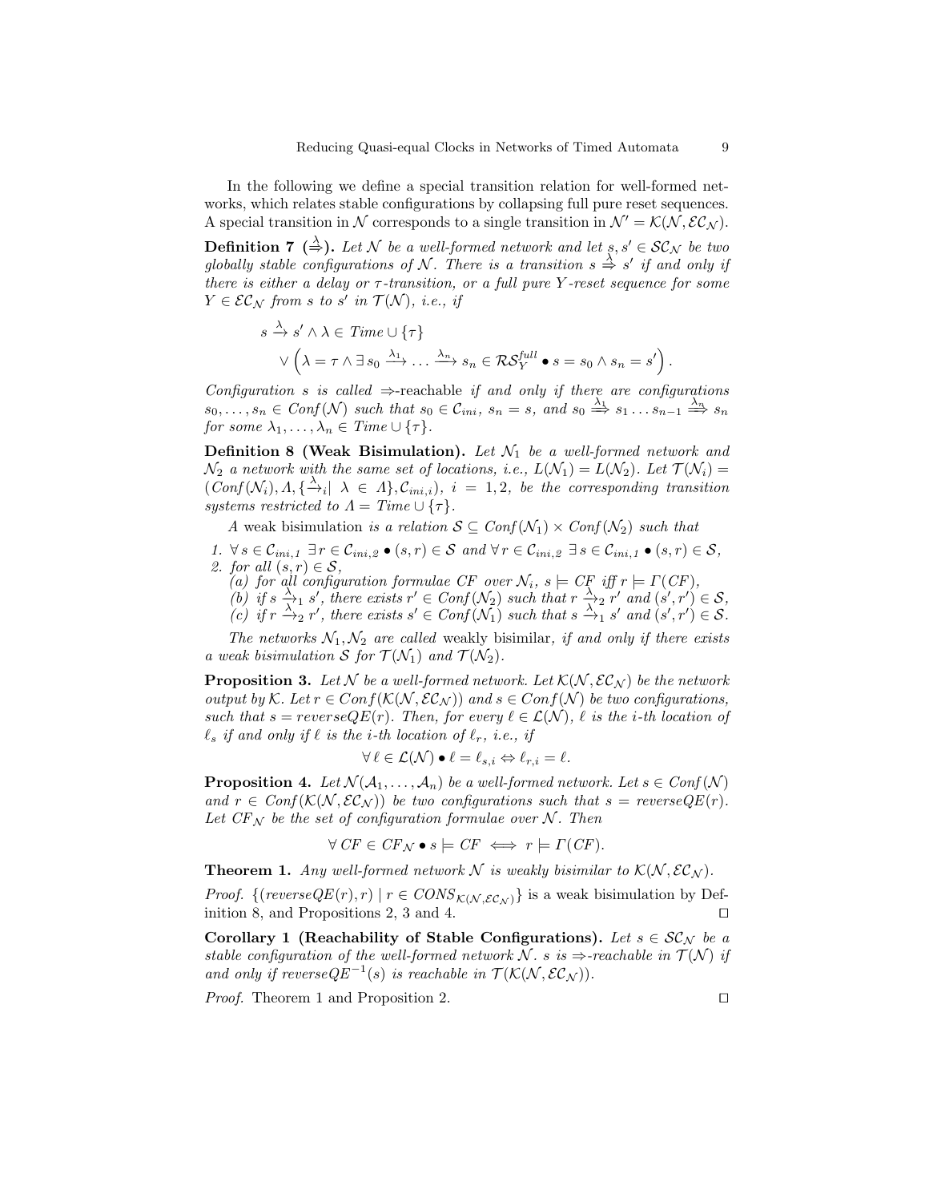In the following we define a special transition relation for well-formed networks, which relates stable configurations by collapsing full pure reset sequences. A special transition in $\mathcal{N}$ corresponds to a single transition in $\mathcal{N}' = \mathcal{K}(\mathcal{N}, \mathcal{EC}_\mathcal{N})$.

**Definition 7 ($\overset{\lambda}{\Rightarrow}$).** *Let $\mathcal{N}$ be a well-formed network and let $s, s' \in \mathcal{SC}_\mathcal{N}$ be two globally stable configurations of $\mathcal{N}$. There is a transition $s \overset{\lambda}{\Rightarrow} s'$ if and only if there is either a delay or $\tau$-transition, or a full pure $Y$-reset sequence for some $Y \in \mathcal{EC}_\mathcal{N}$ from $s$ to $s'$ in $\mathcal{T}(\mathcal{N})$, i.e., if*

$$
\begin{aligned}
& s \xrightarrow{\lambda} s' \wedge \lambda \in \mathit{Time} \cup \{\tau\} \\
& \vee \left( \lambda = \tau \wedge \exists\, s_0 \xrightarrow{\lambda_1} \ldots \xrightarrow{\lambda_n} s_n \in \mathcal{RS}_Y^{full} \bullet s = s_0 \wedge s_n = s' \right).
\end{aligned}
$$

*Configuration $s$ is called $\Rightarrow$-reachable if and only if there are configurations $s_0, \ldots, s_n \in \mathit{Conf}(\mathcal{N})$ such that $s_0 \in \mathcal{C}_{ini}$, $s_n = s$, and $s_0 \overset{\lambda_1}{\Longrightarrow} s_1 \ldots s_{n-1} \overset{\lambda_n}{\Longrightarrow} s_n$ for some $\lambda_1, \ldots, \lambda_n \in \mathit{Time} \cup \{\tau\}$.*

**Definition 8 (Weak Bisimulation).** *Let $\mathcal{N}_1$ be a well-formed network and $\mathcal{N}_2$ a network with the same set of locations, i.e., $L(\mathcal{N}_1) = L(\mathcal{N}_2)$. Let $\mathcal{T}(\mathcal{N}_i) = (\mathit{Conf}(\mathcal{N}_i), \Lambda, \{\xrightarrow{\lambda}_i \mid \lambda \in \Lambda\}, \mathcal{C}_{ini,i})$, $i = 1, 2$, be the corresponding transition systems restricted to $\Lambda = \mathit{Time} \cup \{\tau\}$.*

*A* weak bisimulation *is a relation $\mathcal{S} \subseteq \mathit{Conf}(\mathcal{N}_1) \times \mathit{Conf}(\mathcal{N}_2)$ such that*

1. *$\forall\, s \in \mathcal{C}_{ini,1}\ \exists\, r \in \mathcal{C}_{ini,2} \bullet (s, r) \in \mathcal{S}$ and $\forall\, r \in \mathcal{C}_{ini,2}\ \exists\, s \in \mathcal{C}_{ini,1} \bullet (s, r) \in \mathcal{S}$,*
2. *for all $(s, r) \in \mathcal{S}$,*
   (a) *for all configuration formulae $CF$ over $\mathcal{N}_i$, $s \models CF$ iff $r \models \Gamma(CF)$,*
   (b) *if $s \xrightarrow{\lambda}_1 s'$, there exists $r' \in \mathit{Conf}(\mathcal{N}_2)$ such that $r \xrightarrow{\lambda}_2 r'$ and $(s', r') \in \mathcal{S}$,*
   (c) *if $r \xrightarrow{\lambda}_2 r'$, there exists $s' \in \mathit{Conf}(\mathcal{N}_1)$ such that $s \xrightarrow{\lambda}_1 s'$ and $(s', r') \in \mathcal{S}$.*

*The networks $\mathcal{N}_1, \mathcal{N}_2$ are called* weakly bisimilar*, if and only if there exists a weak bisimulation $\mathcal{S}$ for $\mathcal{T}(\mathcal{N}_1)$ and $\mathcal{T}(\mathcal{N}_2)$.*

**Proposition 3.** *Let $\mathcal{N}$ be a well-formed network. Let $\mathcal{K}(\mathcal{N}, \mathcal{EC}_\mathcal{N})$ be the network output by $\mathcal{K}$. Let $r \in \mathit{Conf}(\mathcal{K}(\mathcal{N}, \mathcal{EC}_\mathcal{N}))$ and $s \in \mathit{Conf}(\mathcal{N})$ be two configurations, such that $s = \mathit{reverseQE}(r)$. Then, for every $\ell \in \mathcal{L}(\mathcal{N})$, $\ell$ is the $i$-th location of $\ell_s$ if and only if $\ell$ is the $i$-th location of $\ell_r$, i.e., if*

$$\forall\, \ell \in \mathcal{L}(\mathcal{N}) \bullet \ell = \ell_{s,i} \Leftrightarrow \ell_{r,i} = \ell.$$

**Proposition 4.** *Let $\mathcal{N}(\mathcal{A}_1, \ldots, \mathcal{A}_n)$ be a well-formed network. Let $s \in \mathit{Conf}(\mathcal{N})$ and $r \in \mathit{Conf}(\mathcal{K}(\mathcal{N}, \mathcal{EC}_\mathcal{N}))$ be two configurations such that $s = \mathit{reverseQE}(r)$. Let $CF_\mathcal{N}$ be the set of configuration formulae over $\mathcal{N}$. Then*

$$\forall\, CF \in CF_\mathcal{N} \bullet s \models CF \iff r \models \Gamma(CF).$$

**Theorem 1.** *Any well-formed network $\mathcal{N}$ is weakly bisimilar to $\mathcal{K}(\mathcal{N}, \mathcal{EC}_\mathcal{N})$.*

*Proof.* $\{(\mathit{reverseQE}(r), r) \mid r \in \mathit{CONS}_{\mathcal{K}(\mathcal{N}, \mathcal{EC}_\mathcal{N})}\}$ is a weak bisimulation by Definition 8, and Propositions 2, 3 and 4. □

**Corollary 1 (Reachability of Stable Configurations).** *Let $s \in \mathcal{SC}_\mathcal{N}$ be a stable configuration of the well-formed network $\mathcal{N}$. $s$ is $\Rightarrow$-reachable in $\mathcal{T}(\mathcal{N})$ if and only if $\mathit{reverseQE}^{-1}(s)$ is reachable in $\mathcal{T}(\mathcal{K}(\mathcal{N}, \mathcal{EC}_\mathcal{N}))$.*

*Proof.* Theorem 1 and Proposition 2. □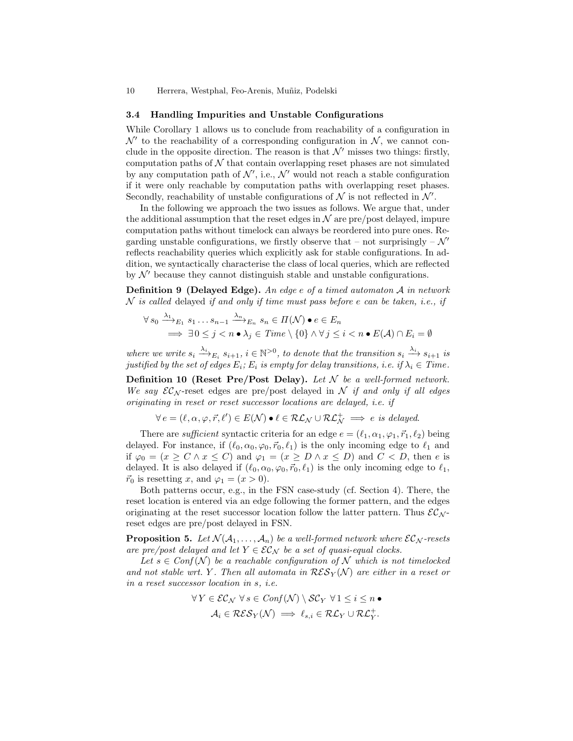### 3.4 Handling Impurities and Unstable Configurations

While Corollary 1 allows us to conclude from reachability of a configuration in $\mathcal{N}'$ to the reachability of a corresponding configuration in $\mathcal{N}$, we cannot conclude in the opposite direction. The reason is that $\mathcal{N}'$ misses two things: firstly, computation paths of $\mathcal{N}$ that contain overlapping reset phases are not simulated by any computation path of $\mathcal{N}'$, i.e., $\mathcal{N}'$ would not reach a stable configuration if it were only reachable by computation paths with overlapping reset phases. Secondly, reachability of unstable configurations of $\mathcal{N}$ is not reflected in $\mathcal{N}'$.

In the following we approach the two issues as follows. We argue that, under the additional assumption that the reset edges in $\mathcal{N}$ are pre/post delayed, impure computation paths without timelock can always be reordered into pure ones. Regarding unstable configurations, we firstly observe that – not surprisingly – $\mathcal{N}'$ reflects reachability queries which explicitly ask for stable configurations. In addition, we syntactically characterise the class of local queries, which are reflected by $\mathcal{N}'$ because they cannot distinguish stable and unstable configurations.

**Definition 9 (Delayed Edge).** *An edge $e$ of a timed automaton $\mathcal{A}$ in network $\mathcal{N}$ is called* delayed *if and only if time must pass before $e$ can be taken, i.e., if*

$$\forall\, s_0 \xrightarrow{\lambda_1}_{E_1} s_1 \ldots s_{n-1} \xrightarrow{\lambda_n}_{E_n} s_n \in \Pi(\mathcal{N}) \bullet e \in E_n$$
$$\implies \exists\, 0 \leq j < n \bullet \lambda_j \in \mathit{Time} \setminus \{0\} \wedge \forall\, j \leq i < n \bullet E(\mathcal{A}) \cap E_i = \emptyset$$

*where we write $s_i \xrightarrow{\lambda_i}_{E_i} s_{i+1}$, $i \in \mathbb{N}^{>0}$, to denote that the transition $s_i \xrightarrow{\lambda_i} s_{i+1}$ is justified by the set of edges $E_i$; $E_i$ is empty for delay transitions, i.e. if $\lambda_i \in \mathit{Time}$.*

**Definition 10 (Reset Pre/Post Delay).** *Let $\mathcal{N}$ be a well-formed network. We say $\mathcal{EC}_{\mathcal{N}}$-reset edges are pre/post delayed in $\mathcal{N}$ if and only if all edges originating in reset or reset successor locations are delayed, i.e. if*

$$\forall\, e = (\ell, \alpha, \varphi, \vec{r}, \ell') \in E(\mathcal{N}) \bullet \ell \in \mathcal{RL}_{\mathcal{N}} \cup \mathcal{RL}^{+}_{\mathcal{N}} \implies e \text{ is delayed.}$$

There are *sufficient* syntactic criteria for an edge $e = (\ell_1, \alpha_1, \varphi_1, \vec{r}_1, \ell_2)$ being delayed. For instance, if $(\ell_0, \alpha_0, \varphi_0, \vec{r}_0, \ell_1)$ is the only incoming edge to $\ell_1$ and if $\varphi_0 = (x \geq C \wedge x \leq C)$ and $\varphi_1 = (x \geq D \wedge x \leq D)$ and $C < D$, then $e$ is delayed. It is also delayed if $(\ell_0, \alpha_0, \varphi_0, \vec{r}_0, \ell_1)$ is the only incoming edge to $\ell_1$, $\vec{r}_0$ is resetting $x$, and $\varphi_1 = (x > 0)$.

Both patterns occur, e.g., in the FSN case-study (cf. Section 4). There, the reset location is entered via an edge following the former pattern, and the edges originating at the reset successor location follow the latter pattern. Thus $\mathcal{EC}_{\mathcal{N}}$-reset edges are pre/post delayed in FSN.

**Proposition 5.** *Let $\mathcal{N}(\mathcal{A}_1, \ldots, \mathcal{A}_n)$ be a well-formed network where $\mathcal{EC}_{\mathcal{N}}$-resets are pre/post delayed and let $Y \in \mathcal{EC}_{\mathcal{N}}$ be a set of quasi-equal clocks.*

*Let $s \in \mathit{Conf}(\mathcal{N})$ be a reachable configuration of $\mathcal{N}$ which is not timelocked and not stable wrt. $Y$. Then all automata in $\mathcal{RES}_Y(\mathcal{N})$ are either in a reset or in a reset successor location in $s$, i.e.*

$$\forall\, Y \in \mathcal{EC}_{\mathcal{N}}\ \forall\, s \in \mathit{Conf}(\mathcal{N}) \setminus \mathcal{SC}_Y\ \forall\, 1 \leq i \leq n \bullet$$
$$\mathcal{A}_i \in \mathcal{RES}_Y(\mathcal{N}) \implies \ell_{s,i} \in \mathcal{RL}_Y \cup \mathcal{RL}^{+}_{Y}.$$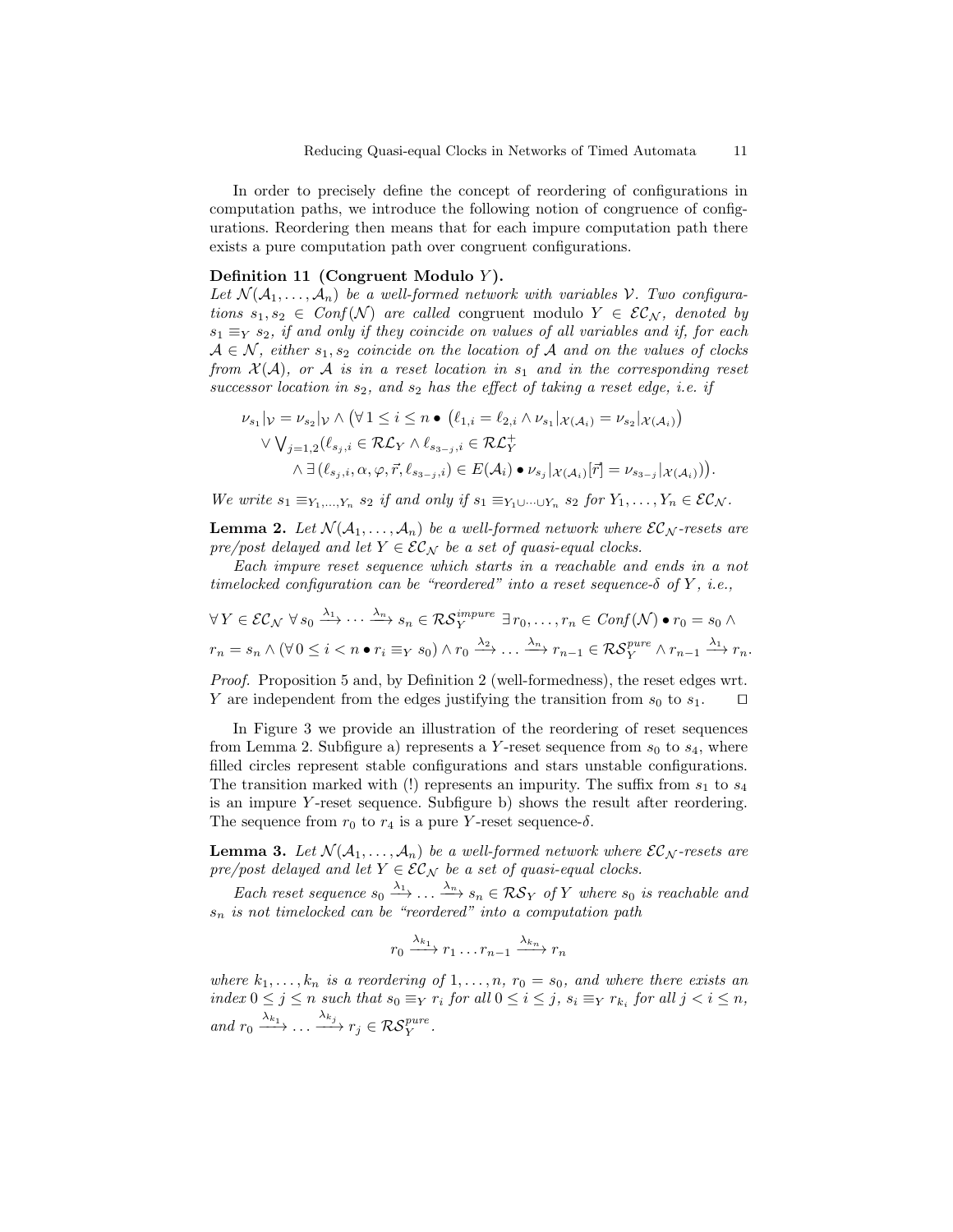In order to precisely define the concept of reordering of configurations in computation paths, we introduce the following notion of congruence of configurations. Reordering then means that for each impure computation path there exists a pure computation path over congruent configurations.

**Definition 11 (Congruent Modulo $Y$).**
*Let $\mathcal{N}(\mathcal{A}_1, \ldots, \mathcal{A}_n)$ be a well-formed network with variables $\mathcal{V}$. Two configurations $s_1, s_2 \in \mathit{Conf}(\mathcal{N})$ are called* congruent modulo $Y \in \mathcal{EC}_\mathcal{N}$*, denoted by $s_1 \equiv_Y s_2$, if and only if they coincide on values of all variables and if, for each $\mathcal{A} \in \mathcal{N}$, either $s_1, s_2$ coincide on the location of $\mathcal{A}$ and on the values of clocks from $\mathcal{X}(\mathcal{A})$, or $\mathcal{A}$ is in a reset location in $s_1$ and in the corresponding reset successor location in $s_2$, and $s_2$ has the effect of taking a reset edge, i.e. if*

$$\begin{aligned}
&\nu_{s_1}|_\mathcal{V} = \nu_{s_2}|_\mathcal{V} \wedge \big(\forall\, 1 \leq i \leq n \bullet \big(\ell_{1,i} = \ell_{2,i} \wedge \nu_{s_1}|_{\mathcal{X}(\mathcal{A}_i)} = \nu_{s_2}|_{\mathcal{X}(\mathcal{A}_i)}\big) \\
&\quad \vee \textstyle\bigvee_{j=1,2} (\ell_{s_j,i} \in \mathcal{RL}_Y \wedge \ell_{s_{3-j},i} \in \mathcal{RL}_Y^+ \\
&\qquad \wedge \exists\, (\ell_{s_j,i}, \alpha, \varphi, \vec{r}, \ell_{s_{3-j},i}) \in E(\mathcal{A}_i) \bullet \nu_{s_j}|_{\mathcal{X}(\mathcal{A}_i)}[\vec{r}] = \nu_{s_{3-j}}|_{\mathcal{X}(\mathcal{A}_i)})\big).
\end{aligned}$$

*We write $s_1 \equiv_{Y_1,\ldots,Y_n} s_2$ if and only if $s_1 \equiv_{Y_1 \cup \cdots \cup Y_n} s_2$ for $Y_1, \ldots, Y_n \in \mathcal{EC}_\mathcal{N}$.*

**Lemma 2.** *Let $\mathcal{N}(\mathcal{A}_1, \ldots, \mathcal{A}_n)$ be a well-formed network where $\mathcal{EC}_\mathcal{N}$-resets are pre/post delayed and let $Y \in \mathcal{EC}_\mathcal{N}$ be a set of quasi-equal clocks.*

*Each impure reset sequence which starts in a reachable and ends in a not timelocked configuration can be "reordered" into a reset sequence-$\delta$ of $Y$, i.e.,*

$$\begin{aligned}
&\forall\, Y \in \mathcal{EC}_\mathcal{N}\ \forall\, s_0 \xrightarrow{\lambda_1} \cdots \xrightarrow{\lambda_n} s_n \in \mathcal{RS}_Y^{impure}\ \exists\, r_0, \ldots, r_n \in \mathit{Conf}(\mathcal{N}) \bullet r_0 = s_0\, \wedge \\
&r_n = s_n \wedge (\forall\, 0 \leq i < n \bullet r_i \equiv_Y s_0) \wedge r_0 \xrightarrow{\lambda_2} \ldots \xrightarrow{\lambda_n} r_{n-1} \in \mathcal{RS}_Y^{pure} \wedge r_{n-1} \xrightarrow{\lambda_1} r_n.
\end{aligned}$$

*Proof.* Proposition 5 and, by Definition 2 (well-formedness), the reset edges wrt. $Y$ are independent from the edges justifying the transition from $s_0$ to $s_1$. $\square$

In Figure 3 we provide an illustration of the reordering of reset sequences from Lemma 2. Subfigure a) represents a $Y$-reset sequence from $s_0$ to $s_4$, where filled circles represent stable configurations and stars unstable configurations. The transition marked with (!) represents an impurity. The suffix from $s_1$ to $s_4$ is an impure $Y$-reset sequence. Subfigure b) shows the result after reordering. The sequence from $r_0$ to $r_4$ is a pure $Y$-reset sequence-$\delta$.

**Lemma 3.** *Let $\mathcal{N}(\mathcal{A}_1, \ldots, \mathcal{A}_n)$ be a well-formed network where $\mathcal{EC}_\mathcal{N}$-resets are pre/post delayed and let $Y \in \mathcal{EC}_\mathcal{N}$ be a set of quasi-equal clocks.*

*Each reset sequence $s_0 \xrightarrow{\lambda_1} \ldots \xrightarrow{\lambda_n} s_n \in \mathcal{RS}_Y$ of $Y$ where $s_0$ is reachable and $s_n$ is not timelocked can be "reordered" into a computation path*

$$r_0 \xrightarrow{\lambda_{k_1}} r_1 \ldots r_{n-1} \xrightarrow{\lambda_{k_n}} r_n$$

*where $k_1, \ldots, k_n$ is a reordering of $1, \ldots, n$, $r_0 = s_0$, and where there exists an index $0 \leq j \leq n$ such that $s_0 \equiv_Y r_i$ for all $0 \leq i \leq j$, $s_i \equiv_Y r_{k_i}$ for all $j < i \leq n$, and $r_0 \xrightarrow{\lambda_{k_1}} \ldots \xrightarrow{\lambda_{k_j}} r_j \in \mathcal{RS}_Y^{pure}$.*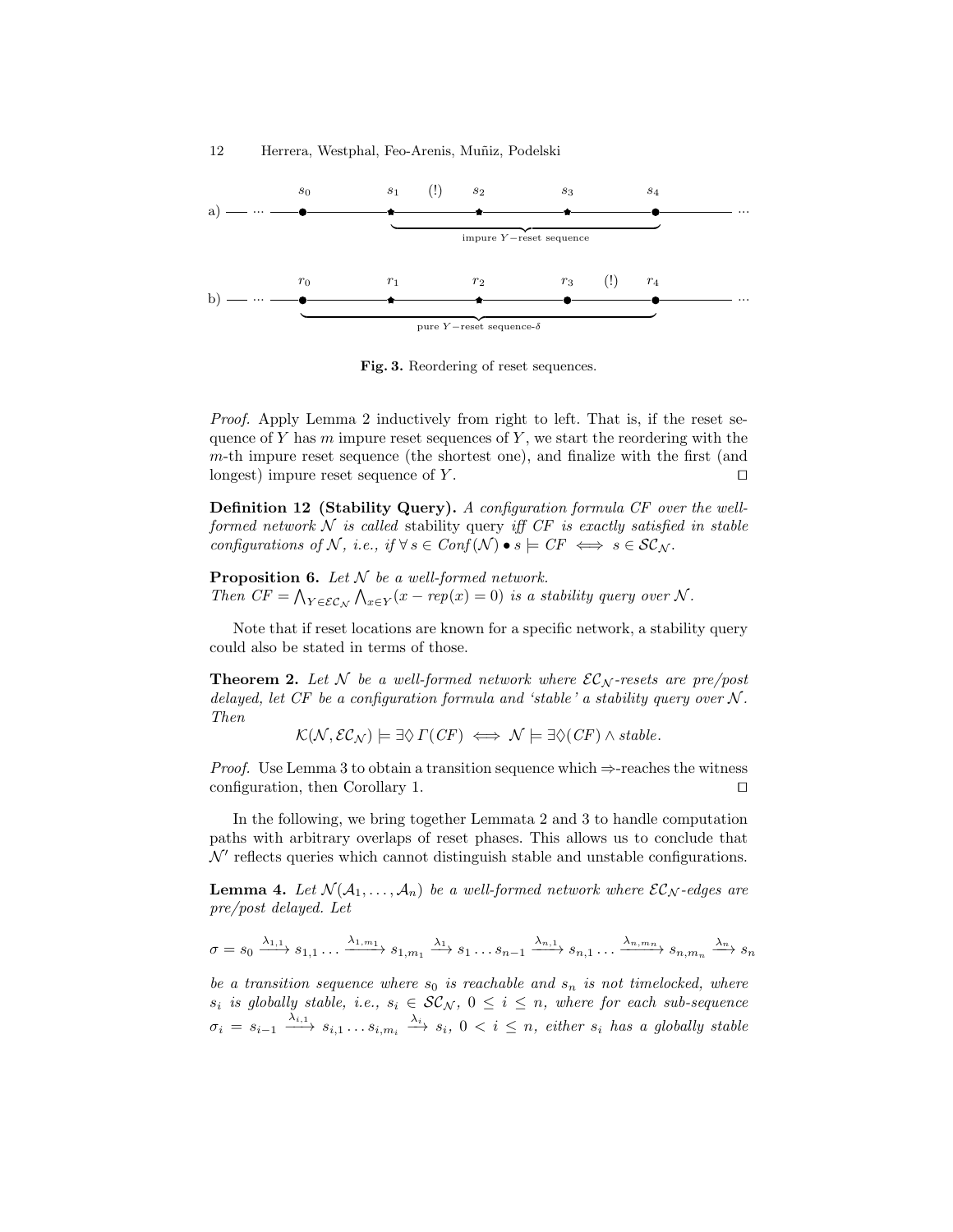a) — ··· —●$s_0$———★$s_1$ (!) ★$s_2$———★$s_3$———●$s_4$——— ···

impure $Y-$reset sequence

b) — ··· —●$r_0$———★$r_1$———★$r_2$———●$r_3$ (!) ●$r_4$——— ···

pure $Y-$reset sequence-$\delta$

**Fig. 3.** Reordering of reset sequences.

*Proof.* Apply Lemma 2 inductively from right to left. That is, if the reset sequence of $Y$ has $m$ impure reset sequences of $Y$, we start the reordering with the $m$-th impure reset sequence (the shortest one), and finalize with the first (and longest) impure reset sequence of $Y$. □

**Definition 12 (Stability Query).** *A configuration formula CF over the well-formed network $\mathcal{N}$ is called* stability query *iff CF is exactly satisfied in stable configurations of $\mathcal{N}$, i.e., if $\forall\, s \in Conf(\mathcal{N}) \bullet s \models CF \iff s \in \mathcal{SC}_{\mathcal{N}}$.*

**Proposition 6.** *Let $\mathcal{N}$ be a well-formed network.*
*Then $CF = \bigwedge_{Y \in \mathcal{EC}_{\mathcal{N}}} \bigwedge_{x \in Y} (x - rep(x) = 0)$ is a stability query over $\mathcal{N}$.*

Note that if reset locations are known for a specific network, a stability query could also be stated in terms of those.

**Theorem 2.** *Let $\mathcal{N}$ be a well-formed network where $\mathcal{EC}_{\mathcal{N}}$-resets are pre/post delayed, let CF be a configuration formula and 'stable' a stability query over $\mathcal{N}$. Then*

$$\mathcal{K}(\mathcal{N}, \mathcal{EC}_{\mathcal{N}}) \models \exists\Diamond\, \Gamma(CF) \iff \mathcal{N} \models \exists\Diamond(CF) \wedge stable.$$

*Proof.* Use Lemma 3 to obtain a transition sequence which $\Rightarrow$-reaches the witness configuration, then Corollary 1. □

In the following, we bring together Lemmata 2 and 3 to handle computation paths with arbitrary overlaps of reset phases. This allows us to conclude that $\mathcal{N}'$ reflects queries which cannot distinguish stable and unstable configurations.

**Lemma 4.** *Let $\mathcal{N}(\mathcal{A}_1, \ldots, \mathcal{A}_n)$ be a well-formed network where $\mathcal{EC}_{\mathcal{N}}$-edges are pre/post delayed. Let*

$$\sigma = s_0 \xrightarrow{\lambda_{1,1}} s_{1,1} \ldots \xrightarrow{\lambda_{1,m_1}} s_{1,m_1} \xrightarrow{\lambda_1} s_1 \ldots s_{n-1} \xrightarrow{\lambda_{n,1}} s_{n,1} \ldots \xrightarrow{\lambda_{n,m_n}} s_{n,m_n} \xrightarrow{\lambda_n} s_n$$

*be a transition sequence where $s_0$ is reachable and $s_n$ is not timelocked, where $s_i$ is globally stable, i.e., $s_i \in \mathcal{SC}_{\mathcal{N}}$, $0 \leq i \leq n$, where for each sub-sequence $\sigma_i = s_{i-1} \xrightarrow{\lambda_{i,1}} s_{i,1} \ldots s_{i,m_i} \xrightarrow{\lambda_i} s_i$, $0 < i \leq n$, either $s_i$ has a globally stable*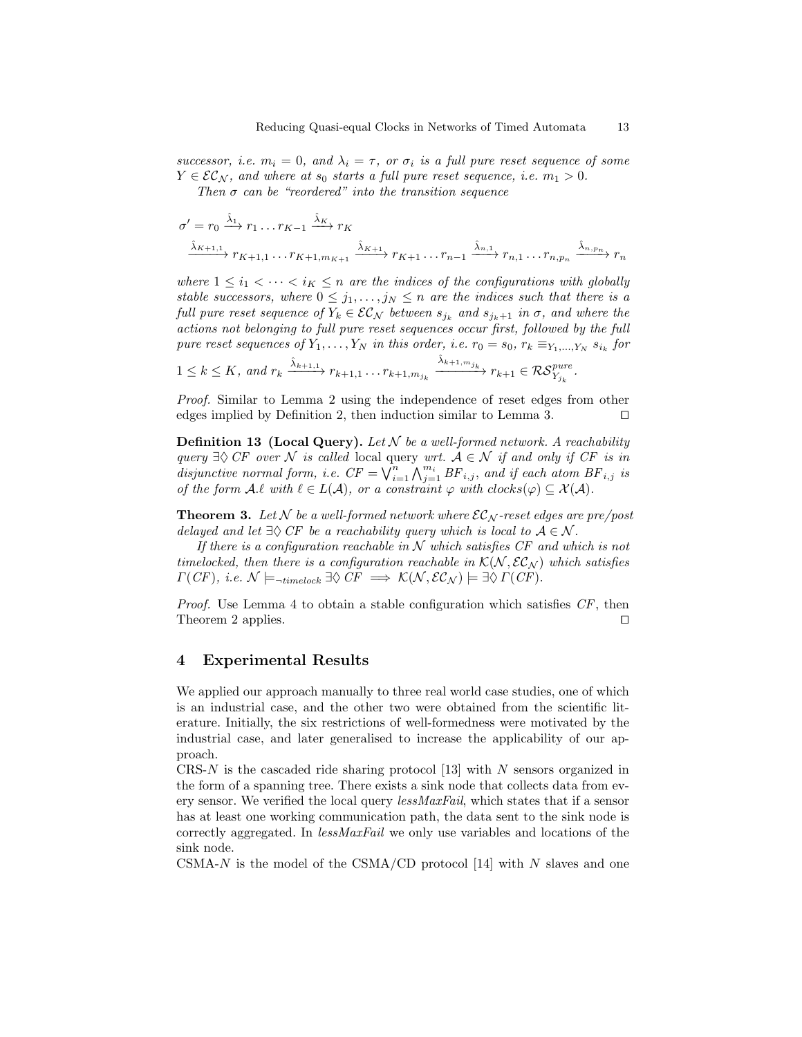*successor, i.e. $m_i = 0$, and $\lambda_i = \tau$, or $\sigma_i$ is a full pure reset sequence of some $Y \in \mathcal{EC}_\mathcal{N}$, and where at $s_0$ starts a full pure reset sequence, i.e. $m_1 > 0$.*

*Then $\sigma$ can be "reordered" into the transition sequence*

$$\sigma' = r_0 \xrightarrow{\hat{\lambda}_1} r_1 \dots r_{K-1} \xrightarrow{\hat{\lambda}_K} r_K$$

$$\xrightarrow{\hat{\lambda}_{K+1,1}} r_{K+1,1} \dots r_{K+1,m_{K+1}} \xrightarrow{\hat{\lambda}_{K+1}} r_{K+1} \dots r_{n-1} \xrightarrow{\hat{\lambda}_{n,1}} r_{n,1} \dots r_{n,p_n} \xrightarrow{\hat{\lambda}_{n,p_n}} r_n$$

*where $1 \leq i_1 < \dots < i_K \leq n$ are the indices of the configurations with globally stable successors, where $0 \leq j_1, \dots, j_N \leq n$ are the indices such that there is a full pure reset sequence of $Y_k \in \mathcal{EC}_\mathcal{N}$ between $s_{j_k}$ and $s_{j_k+1}$ in $\sigma$, and where the actions not belonging to full pure reset sequences occur first, followed by the full pure reset sequences of $Y_1, \dots, Y_N$ in this order, i.e. $r_0 = s_0$, $r_k \equiv_{Y_1,\dots,Y_N} s_{i_k}$ for $1 \leq k \leq K$, and $r_k \xrightarrow{\hat{\lambda}_{k+1,1}} r_{k+1,1} \dots r_{k+1,m_{j_k}} \xrightarrow{\hat{\lambda}_{k+1,m_{j_k}}} r_{k+1} \in \mathcal{RS}^{pure}_{Y_{j_k}}$.*

*Proof.* Similar to Lemma 2 using the independence of reset edges from other edges implied by Definition 2, then induction similar to Lemma 3. ◻

**Definition 13 (Local Query).** *Let $\mathcal{N}$ be a well-formed network. A reachability query $\exists\Diamond\, CF$ over $\mathcal{N}$ is called* local query *wrt. $\mathcal{A} \in \mathcal{N}$ if and only if $CF$ is in disjunctive normal form, i.e. $CF = \bigvee_{i=1}^{n} \bigwedge_{j=1}^{m_i} BF_{i,j}$, and if each atom $BF_{i,j}$ is of the form $\mathcal{A}.\ell$ with $\ell \in L(\mathcal{A})$, or a constraint $\varphi$ with $clocks(\varphi) \subseteq \mathcal{X}(\mathcal{A})$.*

**Theorem 3.** *Let $\mathcal{N}$ be a well-formed network where $\mathcal{EC}_\mathcal{N}$-reset edges are pre/post delayed and let $\exists\Diamond\, CF$ be a reachability query which is local to $\mathcal{A} \in \mathcal{N}$.*

*If there is a configuration reachable in $\mathcal{N}$ which satisfies $CF$ and which is not timelocked, then there is a configuration reachable in $\mathcal{K}(\mathcal{N}, \mathcal{EC}_\mathcal{N})$ which satisfies $\Gamma(CF)$, i.e. $\mathcal{N} \models_{\neg timelock} \exists\Diamond\, CF \implies \mathcal{K}(\mathcal{N}, \mathcal{EC}_\mathcal{N}) \models \exists\Diamond\, \Gamma(CF)$.*

*Proof.* Use Lemma 4 to obtain a stable configuration which satisfies $CF$, then Theorem 2 applies. ◻

## 4 Experimental Results

We applied our approach manually to three real world case studies, one of which is an industrial case, and the other two were obtained from the scientific literature. Initially, the six restrictions of well-formedness were motivated by the industrial case, and later generalised to increase the applicability of our approach.

CRS-$N$ is the cascaded ride sharing protocol [13] with $N$ sensors organized in the form of a spanning tree. There exists a sink node that collects data from every sensor. We verified the local query *lessMaxFail*, which states that if a sensor has at least one working communication path, the data sent to the sink node is correctly aggregated. In *lessMaxFail* we only use variables and locations of the sink node.

CSMA-$N$ is the model of the CSMA/CD protocol [14] with $N$ slaves and one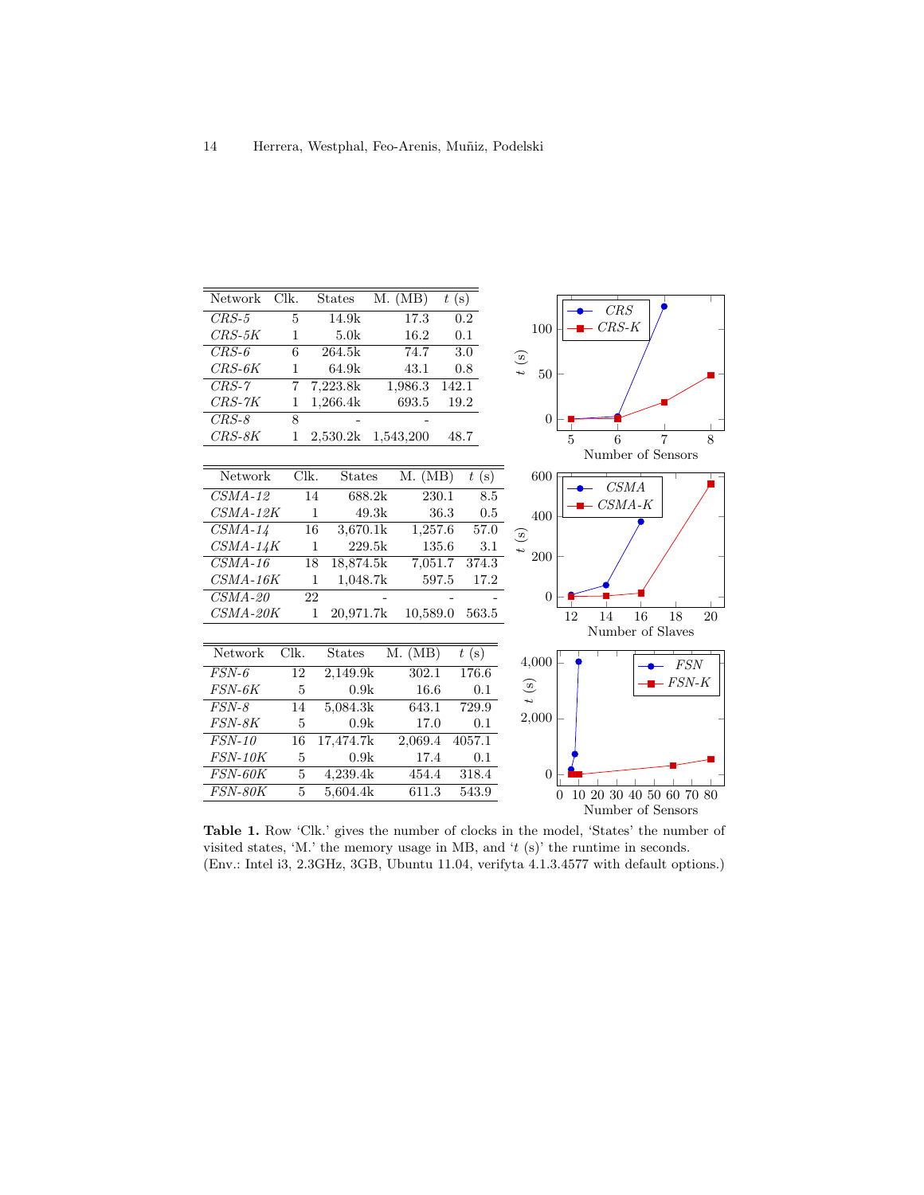| Network | Clk. | States | M. (MB) | $t$ (s) |
|---|---|---|---|---|
| *CRS-5* | 5 | 14.9k | 17.3 | 0.2 |
| *CRS-5K* | 1 | 5.0k | 16.2 | 0.1 |
| *CRS-6* | 6 | 264.5k | 74.7 | 3.0 |
| *CRS-6K* | 1 | 64.9k | 43.1 | 0.8 |
| *CRS-7* | 7 | 7,223.8k | 1,986.3 | 142.1 |
| *CRS-7K* | 1 | 1,266.4k | 693.5 | 19.2 |
| *CRS-8* | 8 | - | - | |
| *CRS-8K* | 1 | 2,530.2k | 1,543,200 | 48.7 |

| Network | Clk. | States | M. (MB) | $t$ (s) |
|---|---|---|---|---|
| *CSMA-12* | 14 | 688.2k | 230.1 | 8.5 |
| *CSMA-12K* | 1 | 49.3k | 36.3 | 0.5 |
| *CSMA-14* | 16 | 3,670.1k | 1,257.6 | 57.0 |
| *CSMA-14K* | 1 | 229.5k | 135.6 | 3.1 |
| *CSMA-16* | 18 | 18,874.5k | 7,051.7 | 374.3 |
| *CSMA-16K* | 1 | 1,048.7k | 597.5 | 17.2 |
| *CSMA-20* | 22 | - | - | - |
| *CSMA-20K* | 1 | 20,971.7k | 10,589.0 | 563.5 |

| Network | Clk. | States | M. (MB) | $t$ (s) |
|---|---|---|---|---|
| *FSN-6* | 12 | 2,149.9k | 302.1 | 176.6 |
| *FSN-6K* | 5 | 0.9k | 16.6 | 0.1 |
| *FSN-8* | 14 | 5,084.3k | 643.1 | 729.9 |
| *FSN-8K* | 5 | 0.9k | 17.0 | 0.1 |
| *FSN-10* | 16 | 17,474.7k | 2,069.4 | 4057.1 |
| *FSN-10K* | 5 | 0.9k | 17.4 | 0.1 |
| *FSN-60K* | 5 | 4,239.4k | 454.4 | 318.4 |
| *FSN-80K* | 5 | 5,604.4k | 611.3 | 543.9 |

**Table 1.** Row 'Clk.' gives the number of clocks in the model, 'States' the number of visited states, 'M.' the memory usage in MB, and '$t$ (s)' the runtime in seconds. (Env.: Intel i3, 2.3GHz, 3GB, Ubuntu 11.04, verifyta 4.1.3.4577 with default options.)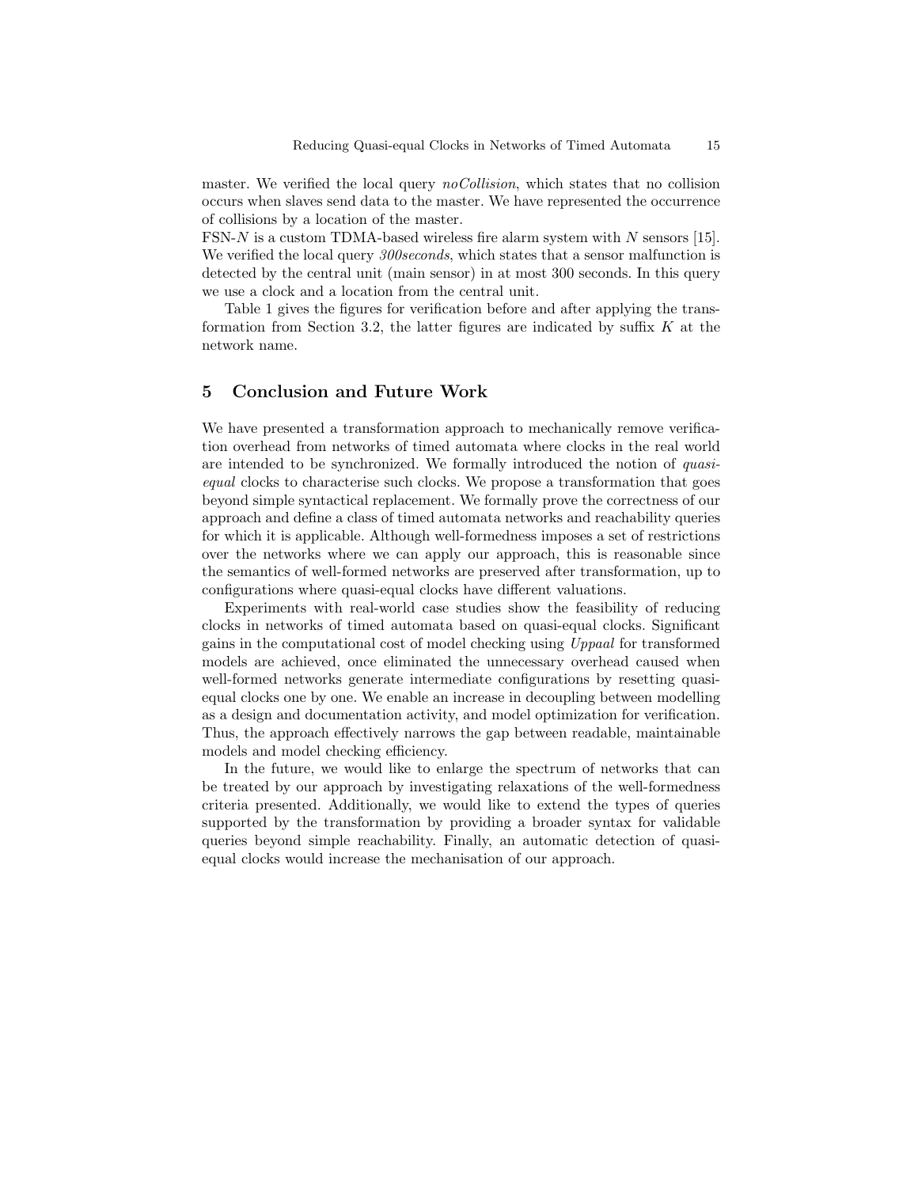master. We verified the local query *noCollision*, which states that no collision occurs when slaves send data to the master. We have represented the occurrence of collisions by a location of the master.

FSN-$N$ is a custom TDMA-based wireless fire alarm system with $N$ sensors [15]. We verified the local query *300seconds*, which states that a sensor malfunction is detected by the central unit (main sensor) in at most 300 seconds. In this query we use a clock and a location from the central unit.

Table 1 gives the figures for verification before and after applying the transformation from Section 3.2, the latter figures are indicated by suffix $K$ at the network name.

## 5 Conclusion and Future Work

We have presented a transformation approach to mechanically remove verification overhead from networks of timed automata where clocks in the real world are intended to be synchronized. We formally introduced the notion of *quasi-equal* clocks to characterise such clocks. We propose a transformation that goes beyond simple syntactical replacement. We formally prove the correctness of our approach and define a class of timed automata networks and reachability queries for which it is applicable. Although well-formedness imposes a set of restrictions over the networks where we can apply our approach, this is reasonable since the semantics of well-formed networks are preserved after transformation, up to configurations where quasi-equal clocks have different valuations.

Experiments with real-world case studies show the feasibility of reducing clocks in networks of timed automata based on quasi-equal clocks. Significant gains in the computational cost of model checking using *Uppaal* for transformed models are achieved, once eliminated the unnecessary overhead caused when well-formed networks generate intermediate configurations by resetting quasi-equal clocks one by one. We enable an increase in decoupling between modelling as a design and documentation activity, and model optimization for verification. Thus, the approach effectively narrows the gap between readable, maintainable models and model checking efficiency.

In the future, we would like to enlarge the spectrum of networks that can be treated by our approach by investigating relaxations of the well-formedness criteria presented. Additionally, we would like to extend the types of queries supported by the transformation by providing a broader syntax for validable queries beyond simple reachability. Finally, an automatic detection of quasi-equal clocks would increase the mechanisation of our approach.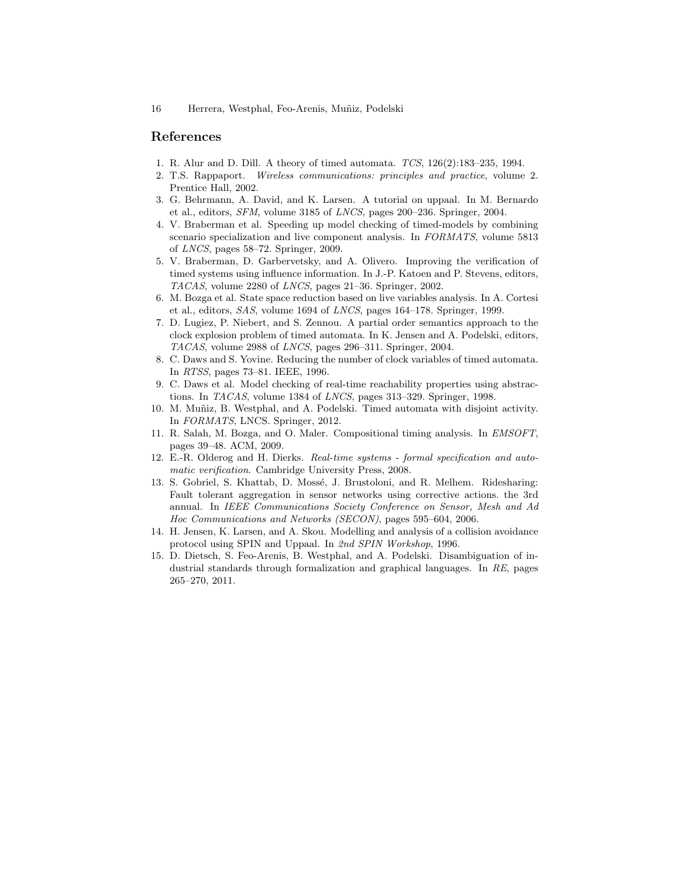## References

1. R. Alur and D. Dill. A theory of timed automata. *TCS*, 126(2):183–235, 1994.
2. T.S. Rappaport. *Wireless communications: principles and practice*, volume 2. Prentice Hall, 2002.
3. G. Behrmann, A. David, and K. Larsen. A tutorial on uppaal. In M. Bernardo et al., editors, *SFM*, volume 3185 of *LNCS*, pages 200–236. Springer, 2004.
4. V. Braberman et al. Speeding up model checking of timed-models by combining scenario specialization and live component analysis. In *FORMATS*, volume 5813 of *LNCS*, pages 58–72. Springer, 2009.
5. V. Braberman, D. Garbervetsky, and A. Olivero. Improving the verification of timed systems using influence information. In J.-P. Katoen and P. Stevens, editors, *TACAS*, volume 2280 of *LNCS*, pages 21–36. Springer, 2002.
6. M. Bozga et al. State space reduction based on live variables analysis. In A. Cortesi et al., editors, *SAS*, volume 1694 of *LNCS*, pages 164–178. Springer, 1999.
7. D. Lugiez, P. Niebert, and S. Zennou. A partial order semantics approach to the clock explosion problem of timed automata. In K. Jensen and A. Podelski, editors, *TACAS*, volume 2988 of *LNCS*, pages 296–311. Springer, 2004.
8. C. Daws and S. Yovine. Reducing the number of clock variables of timed automata. In *RTSS*, pages 73–81. IEEE, 1996.
9. C. Daws et al. Model checking of real-time reachability properties using abstractions. In *TACAS*, volume 1384 of *LNCS*, pages 313–329. Springer, 1998.
10. M. Muñiz, B. Westphal, and A. Podelski. Timed automata with disjoint activity. In *FORMATS*, LNCS. Springer, 2012.
11. R. Salah, M. Bozga, and O. Maler. Compositional timing analysis. In *EMSOFT*, pages 39–48. ACM, 2009.
12. E.-R. Olderog and H. Dierks. *Real-time systems - formal specification and automatic verification*. Cambridge University Press, 2008.
13. S. Gobriel, S. Khattab, D. Mossé, J. Brustoloni, and R. Melhem. Ridesharing: Fault tolerant aggregation in sensor networks using corrective actions. the 3rd annual. In *IEEE Communications Society Conference on Sensor, Mesh and Ad Hoc Communications and Networks (SECON)*, pages 595–604, 2006.
14. H. Jensen, K. Larsen, and A. Skou. Modelling and analysis of a collision avoidance protocol using SPIN and Uppaal. In *2nd SPIN Workshop*, 1996.
15. D. Dietsch, S. Feo-Arenis, B. Westphal, and A. Podelski. Disambiguation of industrial standards through formalization and graphical languages. In *RE*, pages 265–270, 2011.